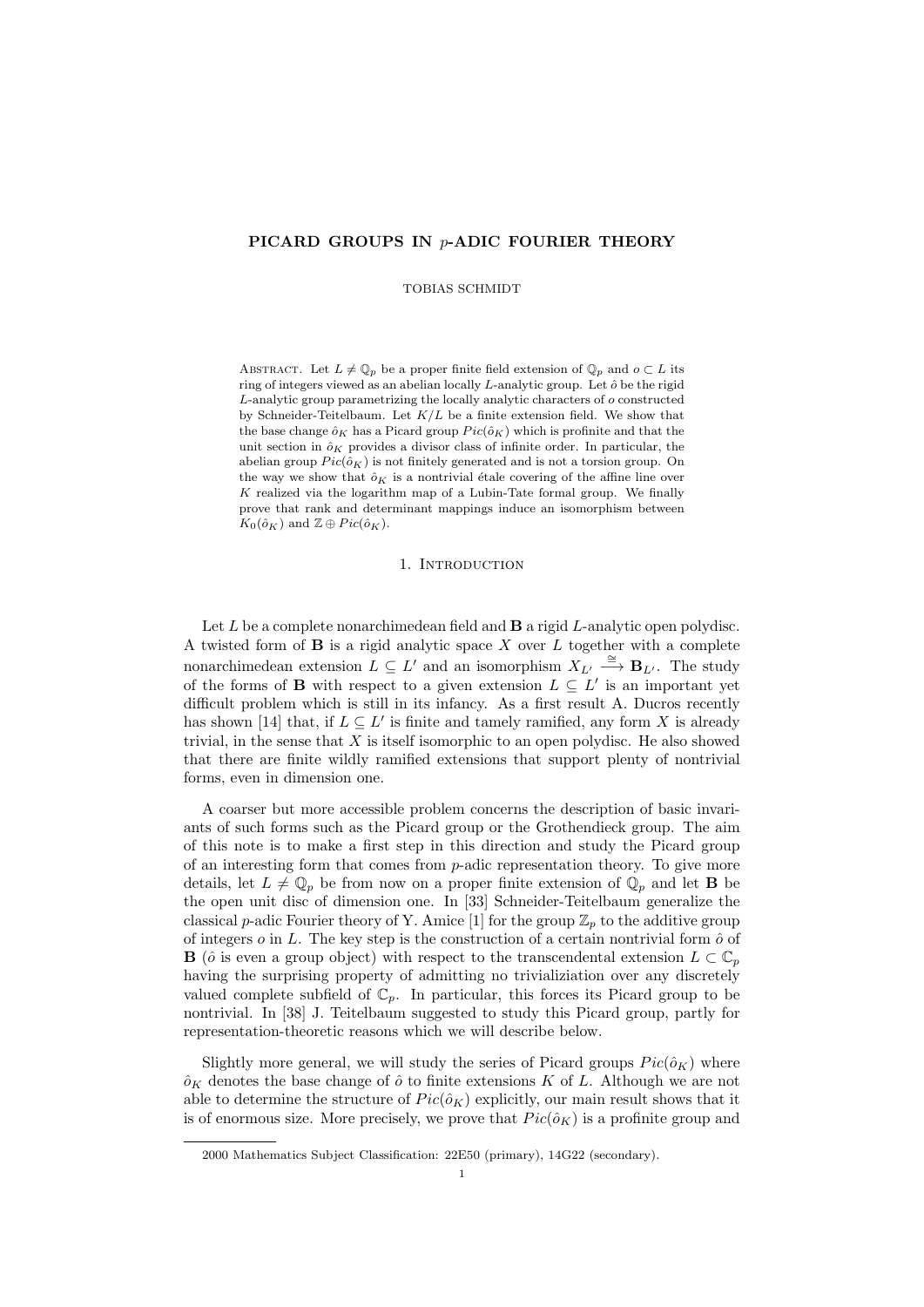# PICARD GROUPS IN $p$-ADIC FOURIER THEORY

TOBIAS SCHMIDT

Abstract. Let $L \neq \mathbb{Q}_p$ be a proper finite field extension of $\mathbb{Q}_p$ and $o \subset L$ its ring of integers viewed as an abelian locally $L$-analytic group. Let $\hat{o}$ be the rigid $L$-analytic group parametrizing the locally analytic characters of $o$ constructed by Schneider-Teitelbaum. Let $K/L$ be a finite extension field. We show that the base change $\hat{o}_K$ has a Picard group $Pic(\hat{o}_K)$ which is profinite and that the unit section in $\hat{o}_K$ provides a divisor class of infinite order. In particular, the abelian group $Pic(\hat{o}_K)$ is not finitely generated and is not a torsion group. On the way we show that $\hat{o}_K$ is a nontrivial étale covering of the affine line over $K$ realized via the logarithm map of a Lubin-Tate formal group. We finally prove that rank and determinant mappings induce an isomorphism between $K_0(\hat{o}_K)$ and $\mathbb{Z} \oplus Pic(\hat{o}_K)$.

## 1. Introduction

Let $L$ be a complete nonarchimedean field and $\mathbf{B}$ a rigid $L$-analytic open polydisc. A twisted form of $\mathbf{B}$ is a rigid analytic space $X$ over $L$ together with a complete nonarchimedean extension $L \subseteq L'$ and an isomorphism $X_{L'} \xrightarrow{\cong} \mathbf{B}_{L'}$. The study of the forms of $\mathbf{B}$ with respect to a given extension $L \subseteq L'$ is an important yet difficult problem which is still in its infancy. As a first result A. Ducros recently has shown [14] that, if $L \subseteq L'$ is finite and tamely ramified, any form $X$ is already trivial, in the sense that $X$ is itself isomorphic to an open polydisc. He also showed that there are finite wildly ramified extensions that support plenty of nontrivial forms, even in dimension one.

A coarser but more accessible problem concerns the description of basic invariants of such forms such as the Picard group or the Grothendieck group. The aim of this note is to make a first step in this direction and study the Picard group of an interesting form that comes from $p$-adic representation theory. To give more details, let $L \neq \mathbb{Q}_p$ be from now on a proper finite extension of $\mathbb{Q}_p$ and let $\mathbf{B}$ be the open unit disc of dimension one. In [33] Schneider-Teitelbaum generalize the classical $p$-adic Fourier theory of Y. Amice [1] for the group $\mathbb{Z}_p$ to the additive group of integers $o$ in $L$. The key step is the construction of a certain nontrivial form $\hat{o}$ of $\mathbf{B}$ ($\hat{o}$ is even a group object) with respect to the transcendental extension $L \subset \mathbb{C}_p$ having the surprising property of admitting no trivializiation over any discretely valued complete subfield of $\mathbb{C}_p$. In particular, this forces its Picard group to be nontrivial. In [38] J. Teitelbaum suggested to study this Picard group, partly for representation-theoretic reasons which we will describe below.

Slightly more general, we will study the series of Picard groups $Pic(\hat{o}_K)$ where $\hat{o}_K$ denotes the base change of $\hat{o}$ to finite extensions $K$ of $L$. Although we are not able to determine the structure of $Pic(\hat{o}_K)$ explicitly, our main result shows that it is of enormous size. More precisely, we prove that $Pic(\hat{o}_K)$ is a profinite group and

2000 Mathematics Subject Classification: 22E50 (primary), 14G22 (secondary).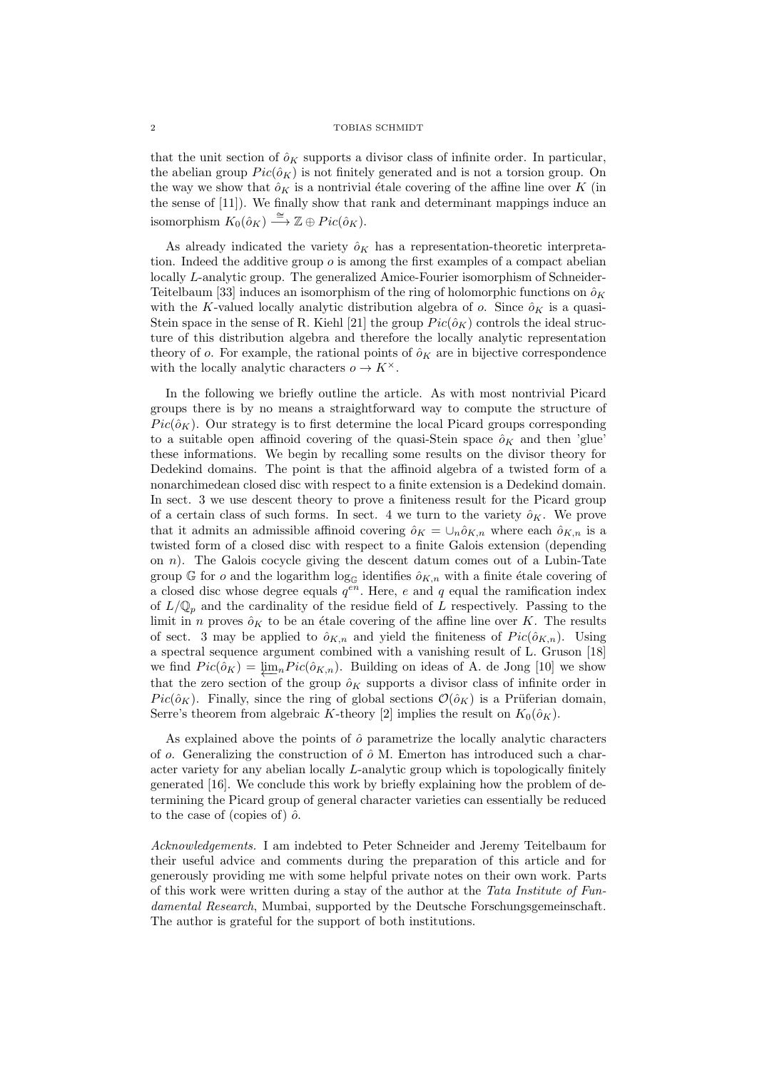that the unit section of $\hat{o}_K$ supports a divisor class of infinite order. In particular, the abelian group $Pic(\hat{o}_K)$ is not finitely generated and is not a torsion group. On the way we show that $\hat{o}_K$ is a nontrivial étale covering of the affine line over $K$ (in the sense of [11]). We finally show that rank and determinant mappings induce an isomorphism $K_0(\hat{o}_K) \xrightarrow{\cong} \mathbb{Z} \oplus Pic(\hat{o}_K)$.

As already indicated the variety $\hat{o}_K$ has a representation-theoretic interpretation. Indeed the additive group $o$ is among the first examples of a compact abelian locally $L$-analytic group. The generalized Amice-Fourier isomorphism of Schneider-Teitelbaum [33] induces an isomorphism of the ring of holomorphic functions on $\hat{o}_K$ with the $K$-valued locally analytic distribution algebra of $o$. Since $\hat{o}_K$ is a quasi-Stein space in the sense of R. Kiehl [21] the group $Pic(\hat{o}_K)$ controls the ideal structure of this distribution algebra and therefore the locally analytic representation theory of $o$. For example, the rational points of $\hat{o}_K$ are in bijective correspondence with the locally analytic characters $o \to K^\times$.

In the following we briefly outline the article. As with most nontrivial Picard groups there is by no means a straightforward way to compute the structure of $Pic(\hat{o}_K)$. Our strategy is to first determine the local Picard groups corresponding to a suitable open affinoid covering of the quasi-Stein space $\hat{o}_K$ and then 'glue' these informations. We begin by recalling some results on the divisor theory for Dedekind domains. The point is that the affinoid algebra of a twisted form of a nonarchimedean closed disc with respect to a finite extension is a Dedekind domain. In sect. 3 we use descent theory to prove a finiteness result for the Picard group of a certain class of such forms. In sect. 4 we turn to the variety $\hat{o}_K$. We prove that it admits an admissible affinoid covering $\hat{o}_K = \cup_n \hat{o}_{K,n}$ where each $\hat{o}_{K,n}$ is a twisted form of a closed disc with respect to a finite Galois extension (depending on $n$). The Galois cocycle giving the descent datum comes out of a Lubin-Tate group $\mathbb{G}$ for $o$ and the logarithm $\log_{\mathbb{G}}$ identifies $\hat{o}_{K,n}$ with a finite étale covering of a closed disc whose degree equals $q^{en}$. Here, $e$ and $q$ equal the ramification index of $L/\mathbb{Q}_p$ and the cardinality of the residue field of $L$ respectively. Passing to the limit in $n$ proves $\hat{o}_K$ to be an étale covering of the affine line over $K$. The results of sect. 3 may be applied to $\hat{o}_{K,n}$ and yield the finiteness of $Pic(\hat{o}_{K,n})$. Using a spectral sequence argument combined with a vanishing result of L. Gruson [18] we find $Pic(\hat{o}_K) = \varprojlim_n Pic(\hat{o}_{K,n})$. Building on ideas of A. de Jong [10] we show that the zero section of the group $\hat{o}_K$ supports a divisor class of infinite order in $Pic(\hat{o}_K)$. Finally, since the ring of global sections $\mathcal{O}(\hat{o}_K)$ is a Prüferian domain, Serre's theorem from algebraic $K$-theory [2] implies the result on $K_0(\hat{o}_K)$.

As explained above the points of $\hat{o}$ parametrize the locally analytic characters of $o$. Generalizing the construction of $\hat{o}$ M. Emerton has introduced such a character variety for any abelian locally $L$-analytic group which is topologically finitely generated [16]. We conclude this work by briefly explaining how the problem of determining the Picard group of general character varieties can essentially be reduced to the case of (copies of) $\hat{o}$.

*Acknowledgements.* I am indebted to Peter Schneider and Jeremy Teitelbaum for their useful advice and comments during the preparation of this article and for generously providing me with some helpful private notes on their own work. Parts of this work were written during a stay of the author at the *Tata Institute of Fundamental Research*, Mumbai, supported by the Deutsche Forschungsgemeinschaft. The author is grateful for the support of both institutions.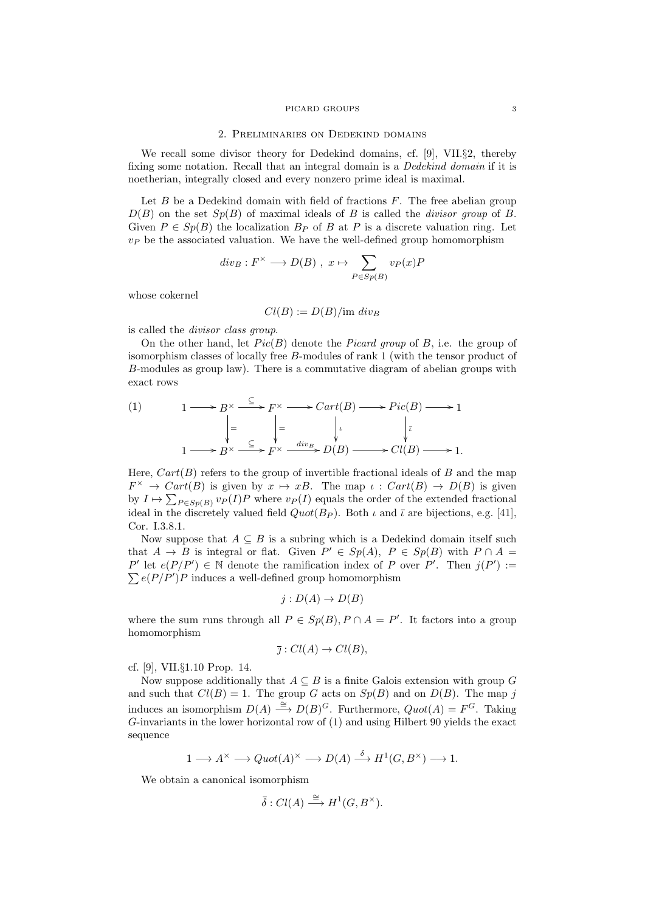## 2. Preliminaries on Dedekind domains

We recall some divisor theory for Dedekind domains, cf. [9], VII.§2, thereby fixing some notation. Recall that an integral domain is a *Dedekind domain* if it is noetherian, integrally closed and every nonzero prime ideal is maximal.

Let $B$ be a Dedekind domain with field of fractions $F$. The free abelian group $D(B)$ on the set $Sp(B)$ of maximal ideals of $B$ is called the *divisor group* of $B$. Given $P \in Sp(B)$ the localization $B_P$ of $B$ at $P$ is a discrete valuation ring. Let $v_P$ be the associated valuation. We have the well-defined group homomorphism

$$div_B : F^\times \longrightarrow D(B) \ , \ x \mapsto \sum_{P \in Sp(B)} v_P(x) P$$

whose cokernel

$$Cl(B) := D(B)/\text{im } div_B$$

is called the *divisor class group*.

On the other hand, let $Pic(B)$ denote the *Picard group* of $B$, i.e. the group of isomorphism classes of locally free $B$-modules of rank 1 (with the tensor product of $B$-modules as group law). There is a commutative diagram of abelian groups with exact rows

$$\begin{array}{ccccccccccc} 1 & \longrightarrow & B^\times & \xrightarrow{\subseteq} & F^\times & \longrightarrow & Cart(B) & \longrightarrow & Pic(B) & \longrightarrow & 1 \\ & & \big\downarrow{=} & & \big\downarrow{=} & & \big\downarrow{\iota} & & \big\downarrow{\bar\iota} & & \\ 1 & \longrightarrow & B^\times & \xrightarrow{\subseteq} & F^\times & \xrightarrow{div_B} & D(B) & \longrightarrow & Cl(B) & \longrightarrow & 1. \end{array} \tag{1}$$

Here, $Cart(B)$ refers to the group of invertible fractional ideals of $B$ and the map $F^\times \to Cart(B)$ is given by $x \mapsto xB$. The map $\iota : Cart(B) \to D(B)$ is given by $I \mapsto \sum_{P \in Sp(B)} v_P(I) P$ where $v_P(I)$ equals the order of the extended fractional ideal in the discretely valued field $Quot(B_P)$. Both $\iota$ and $\bar\iota$ are bijections, e.g. [41], Cor. I.3.8.1.

Now suppose that $A \subseteq B$ is a subring which is a Dedekind domain itself such that $A \to B$ is integral or flat. Given $P' \in Sp(A)$, $P \in Sp(B)$ with $P \cap A = P'$ let $e(P/P') \in \mathbb{N}$ denote the ramification index of $P$ over $P'$. Then $j(P') := \sum e(P/P')P$ induces a well-defined group homomorphism

$$j : D(A) \to D(B)$$

where the sum runs through all $P \in Sp(B), P \cap A = P'$. It factors into a group homomorphism

$$\bar\jmath : Cl(A) \to Cl(B),$$

cf. [9], VII.§1.10 Prop. 14.

Now suppose additionally that $A \subseteq B$ is a finite Galois extension with group $G$ and such that $Cl(B) = 1$. The group $G$ acts on $Sp(B)$ and on $D(B)$. The map $j$ induces an isomorphism $D(A) \xrightarrow{\cong} D(B)^G$. Furthermore, $Quot(A) = F^G$. Taking $G$-invariants in the lower horizontal row of (1) and using Hilbert 90 yields the exact sequence

$$1 \longrightarrow A^\times \longrightarrow Quot(A)^\times \longrightarrow D(A) \xrightarrow{\delta} H^1(G, B^\times) \longrightarrow 1.$$

We obtain a canonical isomorphism

$$\bar\delta : Cl(A) \xrightarrow{\cong} H^1(G, B^\times).$$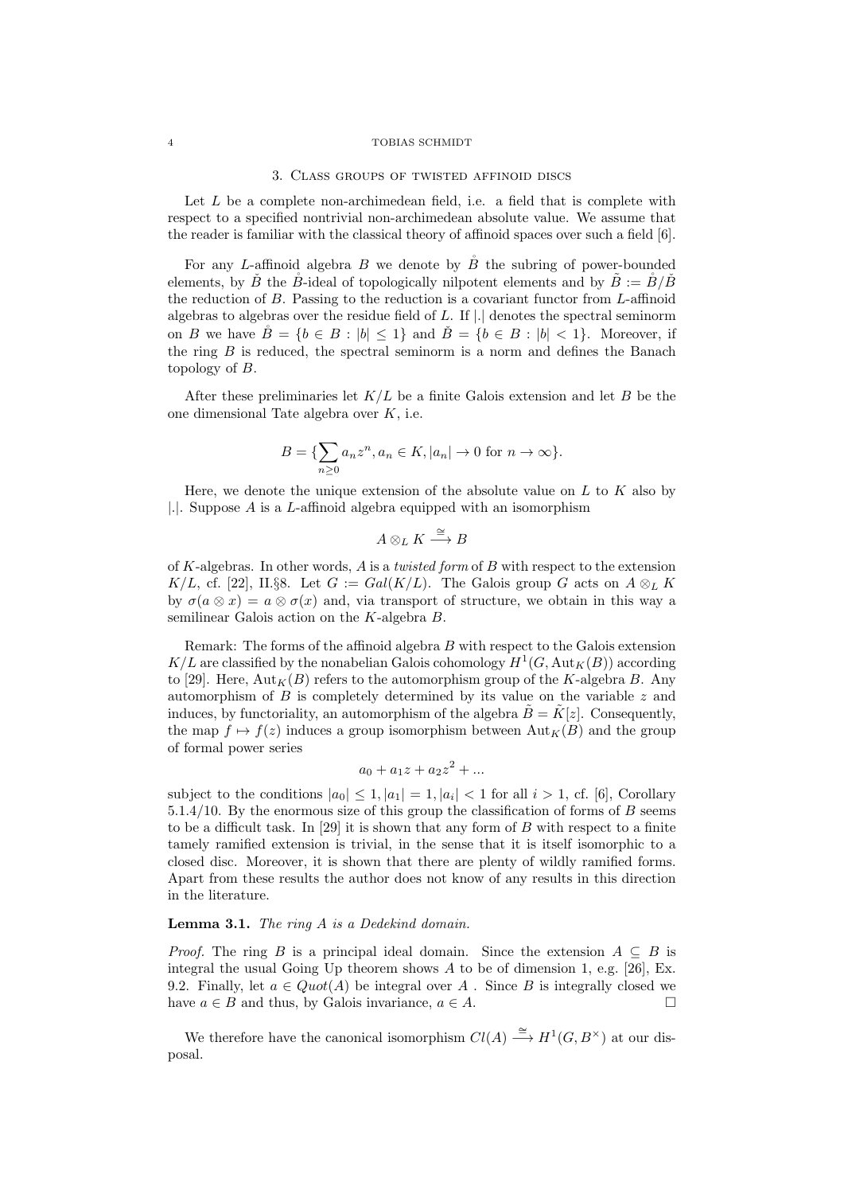## 3. Class groups of twisted affinoid discs

Let $L$ be a complete non-archimedean field, i.e. a field that is complete with respect to a specified nontrivial non-archimedean absolute value. We assume that the reader is familiar with the classical theory of affinoid spaces over such a field [6].

For any $L$-affinoid algebra $B$ we denote by $\mathring{B}$ the subring of power-bounded elements, by $\check{B}$ the $\mathring{B}$-ideal of topologically nilpotent elements and by $\tilde{B} := \mathring{B}/\check{B}$ the reduction of $B$. Passing to the reduction is a covariant functor from $L$-affinoid algebras to algebras over the residue field of $L$. If $|.|$ denotes the spectral seminorm on $B$ we have $\mathring{B} = \{b \in B : |b| \leq 1\}$ and $\check{B} = \{b \in B : |b| < 1\}$. Moreover, if the ring $B$ is reduced, the spectral seminorm is a norm and defines the Banach topology of $B$.

After these preliminaries let $K/L$ be a finite Galois extension and let $B$ be the one dimensional Tate algebra over $K$, i.e.

$$B = \{\sum_{n \geq 0} a_n z^n, a_n \in K, |a_n| \to 0 \text{ for } n \to \infty\}.$$

Here, we denote the unique extension of the absolute value on $L$ to $K$ also by $|.|$. Suppose $A$ is a $L$-affinoid algebra equipped with an isomorphism

$$A \otimes_L K \xrightarrow{\cong} B$$

of $K$-algebras. In other words, $A$ is a *twisted form* of $B$ with respect to the extension $K/L$, cf. [22], II.§8. Let $G := Gal(K/L)$. The Galois group $G$ acts on $A \otimes_L K$ by $\sigma(a \otimes x) = a \otimes \sigma(x)$ and, via transport of structure, we obtain in this way a semilinear Galois action on the $K$-algebra $B$.

Remark: The forms of the affinoid algebra $B$ with respect to the Galois extension $K/L$ are classified by the nonabelian Galois cohomology $H^1(G, \mathrm{Aut}_K(B))$ according to [29]. Here, $\mathrm{Aut}_K(B)$ refers to the automorphism group of the $K$-algebra $B$. Any automorphism of $B$ is completely determined by its value on the variable $z$ and induces, by functoriality, an automorphism of the algebra $\tilde{B} = \tilde{K}[z]$. Consequently, the map $f \mapsto f(z)$ induces a group isomorphism between $\mathrm{Aut}_K(B)$ and the group of formal power series

$$a_0 + a_1 z + a_2 z^2 + ...$$

subject to the conditions $|a_0| \leq 1, |a_1| = 1, |a_i| < 1$ for all $i > 1$, cf. [6], Corollary 5.1.4/10. By the enormous size of this group the classification of forms of $B$ seems to be a difficult task. In [29] it is shown that any form of $B$ with respect to a finite tamely ramified extension is trivial, in the sense that it is itself isomorphic to a closed disc. Moreover, it is shown that there are plenty of wildly ramified forms. Apart from these results the author does not know of any results in this direction in the literature.

**Lemma 3.1.** *The ring $A$ is a Dedekind domain.*

*Proof.* The ring $B$ is a principal ideal domain. Since the extension $A \subseteq B$ is integral the usual Going Up theorem shows $A$ to be of dimension 1, e.g. [26], Ex. 9.2. Finally, let $a \in Quot(A)$ be integral over $A$ . Since $B$ is integrally closed we have $a \in B$ and thus, by Galois invariance, $a \in A$. □

We therefore have the canonical isomorphism $Cl(A) \xrightarrow{\cong} H^1(G, B^\times)$ at our disposal.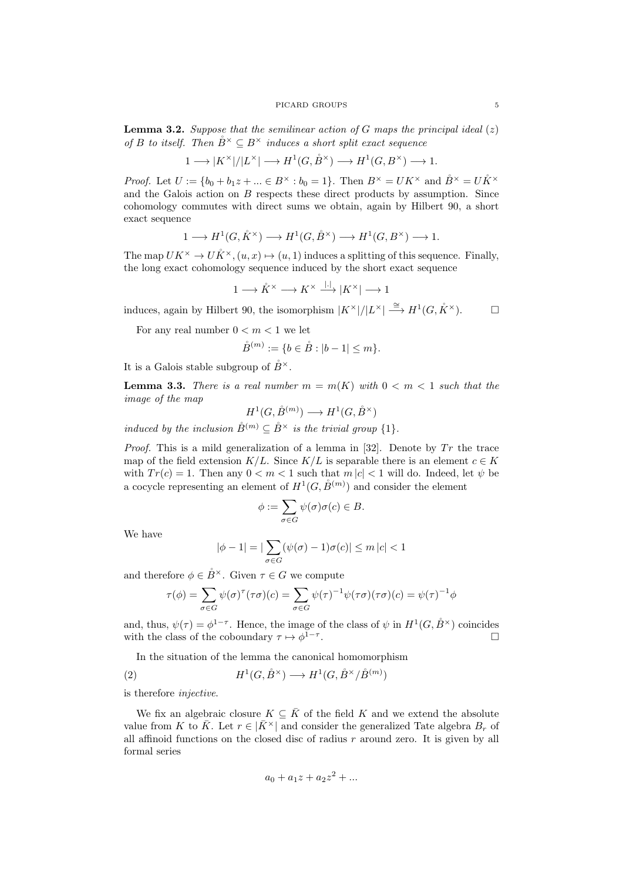**Lemma 3.2.** *Suppose that the semilinear action of $G$ maps the principal ideal $(z)$ of $B$ to itself. Then $\mathring{B}^\times \subseteq B^\times$ induces a short split exact sequence*

$$1 \longrightarrow |K^\times|/|L^\times| \longrightarrow H^1(G, \mathring{B}^\times) \longrightarrow H^1(G, B^\times) \longrightarrow 1.$$

*Proof.* Let $U := \{b_0 + b_1 z + ... \in B^\times : b_0 = 1\}$. Then $B^\times = UK^\times$ and $\mathring{B}^\times = U\mathring{K}^\times$ and the Galois action on $B$ respects these direct products by assumption. Since cohomology commutes with direct sums we obtain, again by Hilbert 90, a short exact sequence

$$1 \longrightarrow H^1(G, \mathring{K}^\times) \longrightarrow H^1(G, \mathring{B}^\times) \longrightarrow H^1(G, B^\times) \longrightarrow 1.$$

The map $UK^\times \to U\mathring{K}^\times, (u, x) \mapsto (u, 1)$ induces a splitting of this sequence. Finally, the long exact cohomology sequence induced by the short exact sequence

$$1 \longrightarrow \mathring{K}^\times \longrightarrow K^\times \xrightarrow{|.|} |K^\times| \longrightarrow 1$$

induces, again by Hilbert 90, the isomorphism $|K^\times|/|L^\times| \xrightarrow{\cong} H^1(G, \mathring{K}^\times)$. $\square$

For any real number $0 < m < 1$ we let

$$\mathring{B}^{(m)} := \{b \in \mathring{B} : |b - 1| \leq m\}.$$

It is a Galois stable subgroup of $\mathring{B}^\times$.

**Lemma 3.3.** *There is a real number $m = m(K)$ with $0 < m < 1$ such that the image of the map*

$$H^1(G, \mathring{B}^{(m)}) \longrightarrow H^1(G, \mathring{B}^\times)$$

*induced by the inclusion $\mathring{B}^{(m)} \subseteq \mathring{B}^\times$ is the trivial group $\{1\}$.*

*Proof.* This is a mild generalization of a lemma in [32]. Denote by $Tr$ the trace map of the field extension $K/L$. Since $K/L$ is separable there is an element $c \in K$ with $Tr(c) = 1$. Then any $0 < m < 1$ such that $m\,|c| < 1$ will do. Indeed, let $\psi$ be a cocycle representing an element of $H^1(G, \mathring{B}^{(m)})$ and consider the element

$$\phi := \sum_{\sigma \in G} \psi(\sigma)\sigma(c) \in B.$$

We have

$$|\phi - 1| = |\sum_{\sigma \in G} (\psi(\sigma) - 1)\sigma(c)| \leq m\,|c| < 1$$

and therefore $\phi \in \mathring{B}^\times$. Given $\tau \in G$ we compute

$$\tau(\phi) = \sum_{\sigma \in G} \psi(\sigma)^\tau(\tau\sigma)(c) = \sum_{\sigma \in G} \psi(\tau)^{-1}\psi(\tau\sigma)(\tau\sigma)(c) = \psi(\tau)^{-1}\phi$$

and, thus, $\psi(\tau) = \phi^{1-\tau}$. Hence, the image of the class of $\psi$ in $H^1(G, \mathring{B}^\times)$ coincides with the class of the coboundary $\tau \mapsto \phi^{1-\tau}$. $\square$

In the situation of the lemma the canonical homomorphism

$$H^1(G, \mathring{B}^\times) \longrightarrow H^1(G, \mathring{B}^\times/\mathring{B}^{(m)}) \tag{2}$$

is therefore *injective*.

We fix an algebraic closure $K \subseteq \bar{K}$ of the field $K$ and we extend the absolute value from $K$ to $\bar{K}$. Let $r \in |\bar{K}^\times|$ and consider the generalized Tate algebra $B_r$ of all affinoid functions on the closed disc of radius $r$ around zero. It is given by all formal series

$$a_0 + a_1 z + a_2 z^2 + ...$$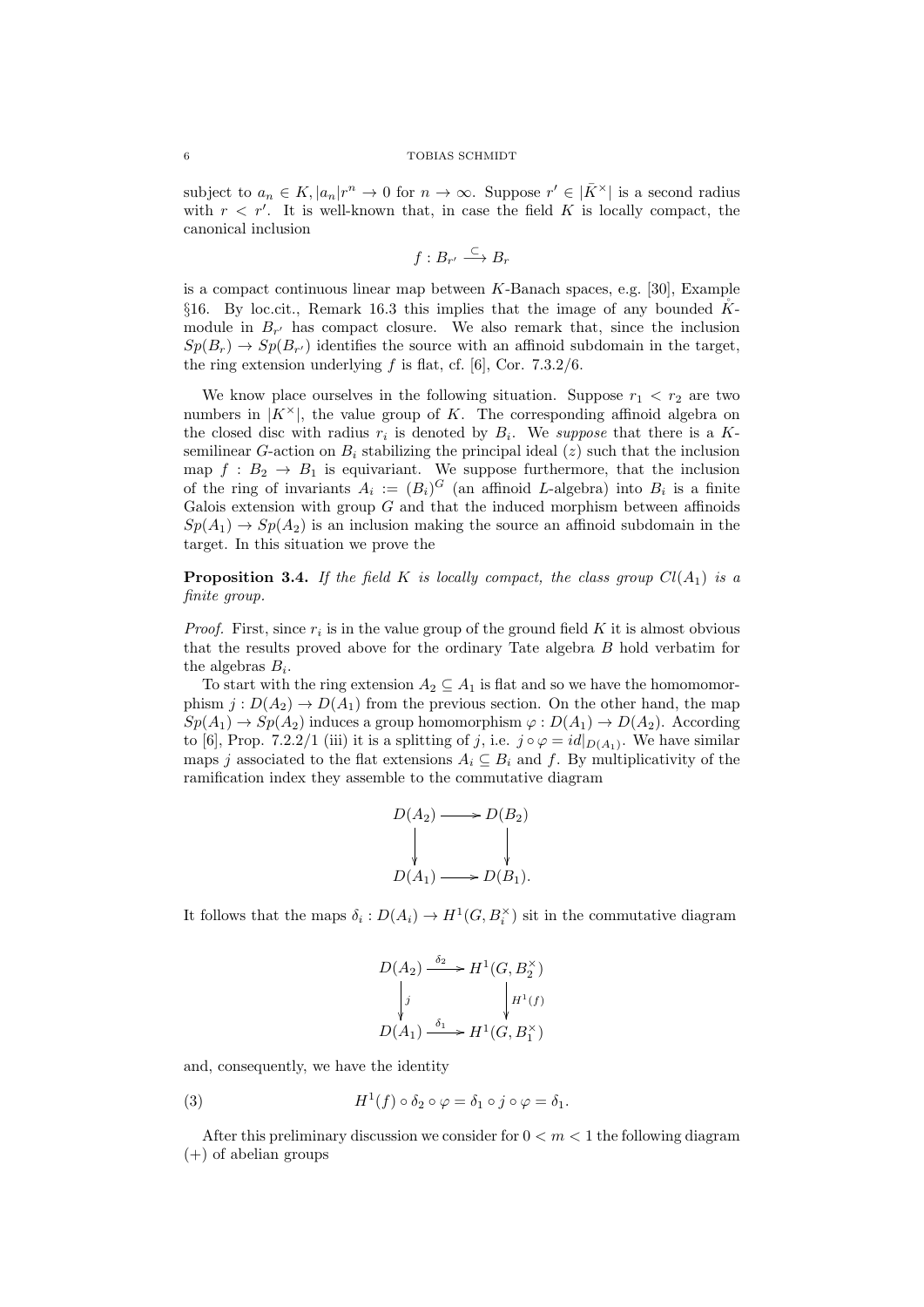subject to $a_n \in K, |a_n|r^n \to 0$ for $n \to \infty$. Suppose $r' \in |\bar{K}^\times|$ is a second radius with $r < r'$. It is well-known that, in case the field $K$ is locally compact, the canonical inclusion

$$f : B_{r'} \xrightarrow{\subseteq} B_r$$

is a compact continuous linear map between $K$-Banach spaces, e.g. [30], Example §16. By loc.cit., Remark 16.3 this implies that the image of any bounded $\mathring{K}$-module in $B_{r'}$ has compact closure. We also remark that, since the inclusion $Sp(B_r) \to Sp(B_{r'})$ identifies the source with an affinoid subdomain in the target, the ring extension underlying $f$ is flat, cf. [6], Cor. 7.3.2/6.

We know place ourselves in the following situation. Suppose $r_1 < r_2$ are two numbers in $|K^\times|$, the value group of $K$. The corresponding affinoid algebra on the closed disc with radius $r_i$ is denoted by $B_i$. We *suppose* that there is a $K$-semilinear $G$-action on $B_i$ stabilizing the principal ideal $(z)$ such that the inclusion map $f : B_2 \to B_1$ is equivariant. We suppose furthermore, that the inclusion of the ring of invariants $A_i := (B_i)^G$ (an affinoid $L$-algebra) into $B_i$ is a finite Galois extension with group $G$ and that the induced morphism between affinoids $Sp(A_1) \to Sp(A_2)$ is an inclusion making the source an affinoid subdomain in the target. In this situation we prove the

**Proposition 3.4.** *If the field $K$ is locally compact, the class group $Cl(A_1)$ is a finite group.*

*Proof.* First, since $r_i$ is in the value group of the ground field $K$ it is almost obvious that the results proved above for the ordinary Tate algebra $B$ hold verbatim for the algebras $B_i$.

To start with the ring extension $A_2 \subseteq A_1$ is flat and so we have the homomomorphism $j : D(A_2) \to D(A_1)$ from the previous section. On the other hand, the map $Sp(A_1) \to Sp(A_2)$ induces a group homomorphism $\varphi : D(A_1) \to D(A_2)$. According to [6], Prop. 7.2.2/1 (iii) it is a splitting of $j$, i.e. $j \circ \varphi = id|_{D(A_1)}$. We have similar maps $j$ associated to the flat extensions $A_i \subseteq B_i$ and $f$. By multiplicativity of the ramification index they assemble to the commutative diagram

$$\begin{array}{ccc} D(A_2) & \longrightarrow & D(B_2) \\ \downarrow & & \downarrow \\ D(A_1) & \longrightarrow & D(B_1). \end{array}$$

It follows that the maps $\delta_i : D(A_i) \to H^1(G, B_i^\times)$ sit in the commutative diagram

$$\begin{array}{ccc} D(A_2) & \xrightarrow{\delta_2} & H^1(G, B_2^\times) \\ \downarrow{\scriptstyle j} & & \downarrow{\scriptstyle H^1(f)} \\ D(A_1) & \xrightarrow{\delta_1} & H^1(G, B_1^\times) \end{array}$$

and, consequently, we have the identity

$$H^1(f) \circ \delta_2 \circ \varphi = \delta_1 \circ j \circ \varphi = \delta_1. \tag{3}$$

After this preliminary discussion we consider for $0 < m < 1$ the following diagram $(+)$ of abelian groups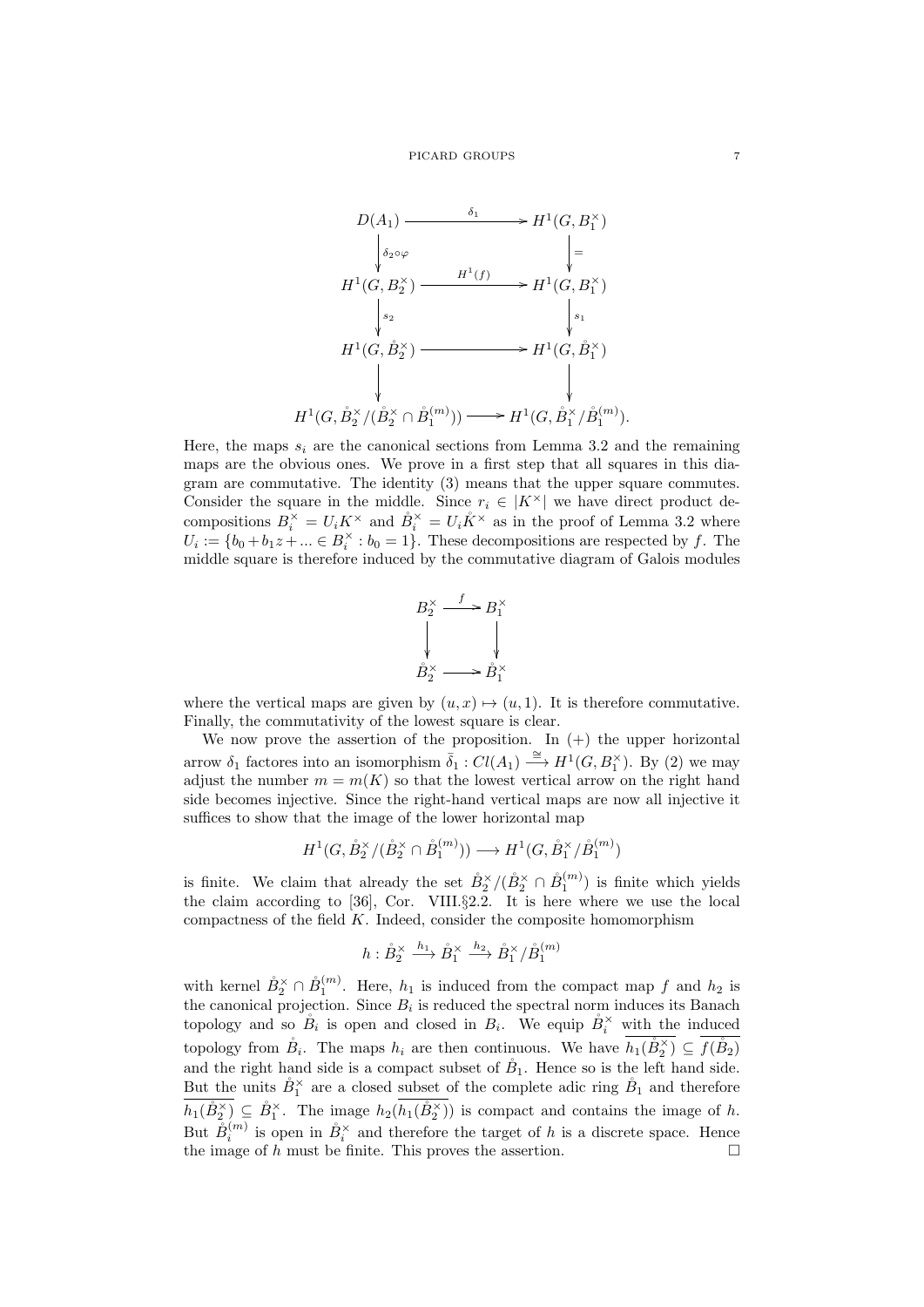$$
\begin{array}{ccc}
D(A_1) & \xrightarrow{\quad\delta_1\quad} & H^1(G, B_1^\times) \\
\Big\downarrow{\scriptstyle \delta_2\circ\varphi} & & \Big\downarrow{\scriptstyle =} \\
H^1(G, B_2^\times) & \xrightarrow{\quad H^1(f)\quad} & H^1(G, B_1^\times) \\
\Big\downarrow{\scriptstyle s_2} & & \Big\downarrow{\scriptstyle s_1} \\
H^1(G, \mathring{B}_2^\times) & \longrightarrow & H^1(G, \mathring{B}_1^\times) \\
\Big\downarrow & & \Big\downarrow \\
H^1(G, \mathring{B}_2^\times/(\mathring{B}_2^\times \cap \mathring{B}_1^{(m)})) & \longrightarrow & H^1(G, \mathring{B}_1^\times/\mathring{B}_1^{(m)}).
\end{array}
$$

Here, the maps $s_i$ are the canonical sections from Lemma 3.2 and the remaining maps are the obvious ones. We prove in a first step that all squares in this diagram are commutative. The identity (3) means that the upper square commutes. Consider the square in the middle. Since $r_i \in |K^\times|$ we have direct product decompositions $B_i^\times = U_i K^\times$ and $\mathring{B}_i^\times = U_i \mathring{K}^\times$ as in the proof of Lemma 3.2 where $U_i := \{b_0 + b_1 z + ... \in B_i^\times : b_0 = 1\}$. These decompositions are respected by $f$. The middle square is therefore induced by the commutative diagram of Galois modules

$$
\begin{array}{ccc}
B_2^\times & \xrightarrow{\ f\ } & B_1^\times \\
\Big\downarrow & & \Big\downarrow \\
\mathring{B}_2^\times & \longrightarrow & \mathring{B}_1^\times
\end{array}
$$

where the vertical maps are given by $(u, x) \mapsto (u, 1)$. It is therefore commutative. Finally, the commutativity of the lowest square is clear.

We now prove the assertion of the proposition. In (+) the upper horizontal arrow $\delta_1$ factores into an isomorphism $\bar{\delta}_1 : Cl(A_1) \xrightarrow{\cong} H^1(G, B_1^\times)$. By (2) we may adjust the number $m = m(K)$ so that the lowest vertical arrow on the right hand side becomes injective. Since the right-hand vertical maps are now all injective it suffices to show that the image of the lower horizontal map

$$H^1(G, \mathring{B}_2^\times/(\mathring{B}_2^\times \cap \mathring{B}_1^{(m)})) \longrightarrow H^1(G, \mathring{B}_1^\times/\mathring{B}_1^{(m)})$$

is finite. We claim that already the set $\mathring{B}_2^\times/(\mathring{B}_2^\times \cap \mathring{B}_1^{(m)})$ is finite which yields the claim according to [36], Cor. VIII.§2.2. It is here where we use the local compactness of the field $K$. Indeed, consider the composite homomorphism

$$h : \mathring{B}_2^\times \xrightarrow{h_1} \mathring{B}_1^\times \xrightarrow{h_2} \mathring{B}_1^\times/\mathring{B}_1^{(m)}$$

with kernel $\mathring{B}_2^\times \cap \mathring{B}_1^{(m)}$. Here, $h_1$ is induced from the compact map $f$ and $h_2$ is the canonical projection. Since $B_i$ is reduced the spectral norm induces its Banach topology and so $\mathring{B}_i$ is open and closed in $B_i$. We equip $\mathring{B}_i^\times$ with the induced topology from $\mathring{B}_i$. The maps $h_i$ are then continuous. We have $\overline{h_1(\mathring{B}_2^\times)} \subseteq \overline{f(\mathring{B}_2)}$ and the right hand side is a compact subset of $\mathring{B}_1$. Hence so is the left hand side. But the units $\mathring{B}_1^\times$ are a closed subset of the complete adic ring $\mathring{B}_1$ and therefore $\overline{h_1(\mathring{B}_2^\times)} \subseteq \mathring{B}_1^\times$. The image $h_2(\overline{h_1(\mathring{B}_2^\times)})$ is compact and contains the image of $h$. But $\mathring{B}_i^{(m)}$ is open in $\mathring{B}_i^\times$ and therefore the target of $h$ is a discrete space. Hence the image of $h$ must be finite. This proves the assertion. $\square$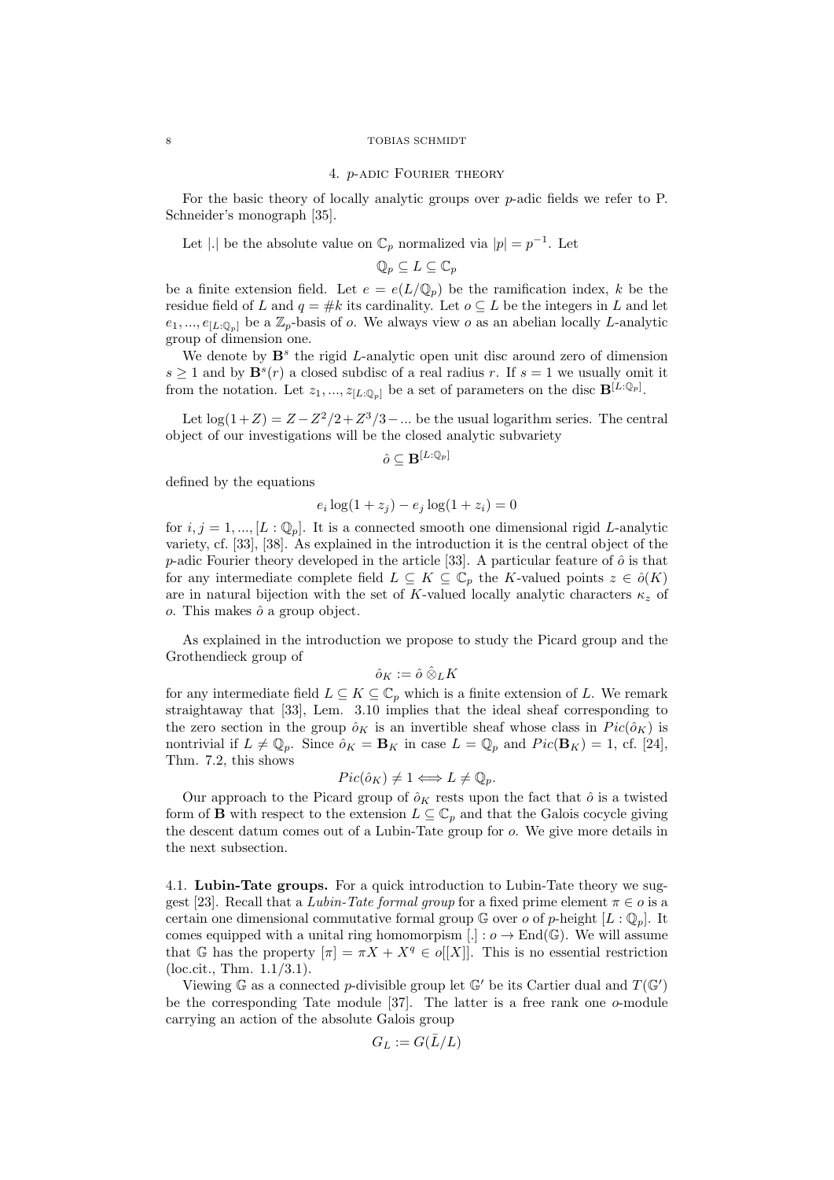## 4. $p$-adic Fourier theory

For the basic theory of locally analytic groups over $p$-adic fields we refer to P. Schneider's monograph [35].

Let $|.|$ be the absolute value on $\mathbb{C}_p$ normalized via $|p| = p^{-1}$. Let

$$\mathbb{Q}_p \subseteq L \subseteq \mathbb{C}_p$$

be a finite extension field. Let $e = e(L/\mathbb{Q}_p)$ be the ramification index, $k$ be the residue field of $L$ and $q = \#k$ its cardinality. Let $o \subseteq L$ be the integers in $L$ and let $e_1, ..., e_{[L:\mathbb{Q}_p]}$ be a $\mathbb{Z}_p$-basis of $o$. We always view $o$ as an abelian locally $L$-analytic group of dimension one.

We denote by $\mathbf{B}^s$ the rigid $L$-analytic open unit disc around zero of dimension $s \geq 1$ and by $\mathbf{B}^s(r)$ a closed subdisc of a real radius $r$. If $s = 1$ we usually omit it from the notation. Let $z_1, ..., z_{[L:\mathbb{Q}_p]}$ be a set of parameters on the disc $\mathbf{B}^{[L:\mathbb{Q}_p]}$.

Let $\log(1+Z) = Z - Z^2/2 + Z^3/3 - ...$ be the usual logarithm series. The central object of our investigations will be the closed analytic subvariety

$$\hat{o} \subseteq \mathbf{B}^{[L:\mathbb{Q}_p]}$$

defined by the equations

$$e_i \log(1 + z_j) - e_j \log(1 + z_i) = 0$$

for $i, j = 1, ..., [L : \mathbb{Q}_p]$. It is a connected smooth one dimensional rigid $L$-analytic variety, cf. [33], [38]. As explained in the introduction it is the central object of the $p$-adic Fourier theory developed in the article [33]. A particular feature of $\hat{o}$ is that for any intermediate complete field $L \subseteq K \subseteq \mathbb{C}_p$ the $K$-valued points $z \in \hat{o}(K)$ are in natural bijection with the set of $K$-valued locally analytic characters $\kappa_z$ of $o$. This makes $\hat{o}$ a group object.

As explained in the introduction we propose to study the Picard group and the Grothendieck group of

$$\hat{o}_K := \hat{o} \,\hat{\otimes}_L K$$

for any intermediate field $L \subseteq K \subseteq \mathbb{C}_p$ which is a finite extension of $L$. We remark straightaway that [33], Lem. 3.10 implies that the ideal sheaf corresponding to the zero section in the group $\hat{o}_K$ is an invertible sheaf whose class in $Pic(\hat{o}_K)$ is nontrivial if $L \neq \mathbb{Q}_p$. Since $\hat{o}_K = \mathbf{B}_K$ in case $L = \mathbb{Q}_p$ and $Pic(\mathbf{B}_K) = 1$, cf. [24], Thm. 7.2, this shows

$$Pic(\hat{o}_K) \neq 1 \Longleftrightarrow L \neq \mathbb{Q}_p.$$

Our approach to the Picard group of $\hat{o}_K$ rests upon the fact that $\hat{o}$ is a twisted form of $\mathbf{B}$ with respect to the extension $L \subseteq \mathbb{C}_p$ and that the Galois cocycle giving the descent datum comes out of a Lubin-Tate group for $o$. We give more details in the next subsection.

### 4.1. Lubin-Tate groups.

For a quick introduction to Lubin-Tate theory we suggest [23]. Recall that a *Lubin-Tate formal group* for a fixed prime element $\pi \in o$ is a certain one dimensional commutative formal group $\mathbb{G}$ over $o$ of $p$-height $[L : \mathbb{Q}_p]$. It comes equipped with a unital ring homomorpism $[.] : o \to \mathrm{End}(\mathbb{G})$. We will assume that $\mathbb{G}$ has the property $[\pi] = \pi X + X^q \in o[[X]]$. This is no essential restriction (loc.cit., Thm. 1.1/3.1).

Viewing $\mathbb{G}$ as a connected $p$-divisible group let $\mathbb{G}'$ be its Cartier dual and $T(\mathbb{G}')$ be the corresponding Tate module [37]. The latter is a free rank one $o$-module carrying an action of the absolute Galois group

$$G_L := G(\bar{L}/L)$$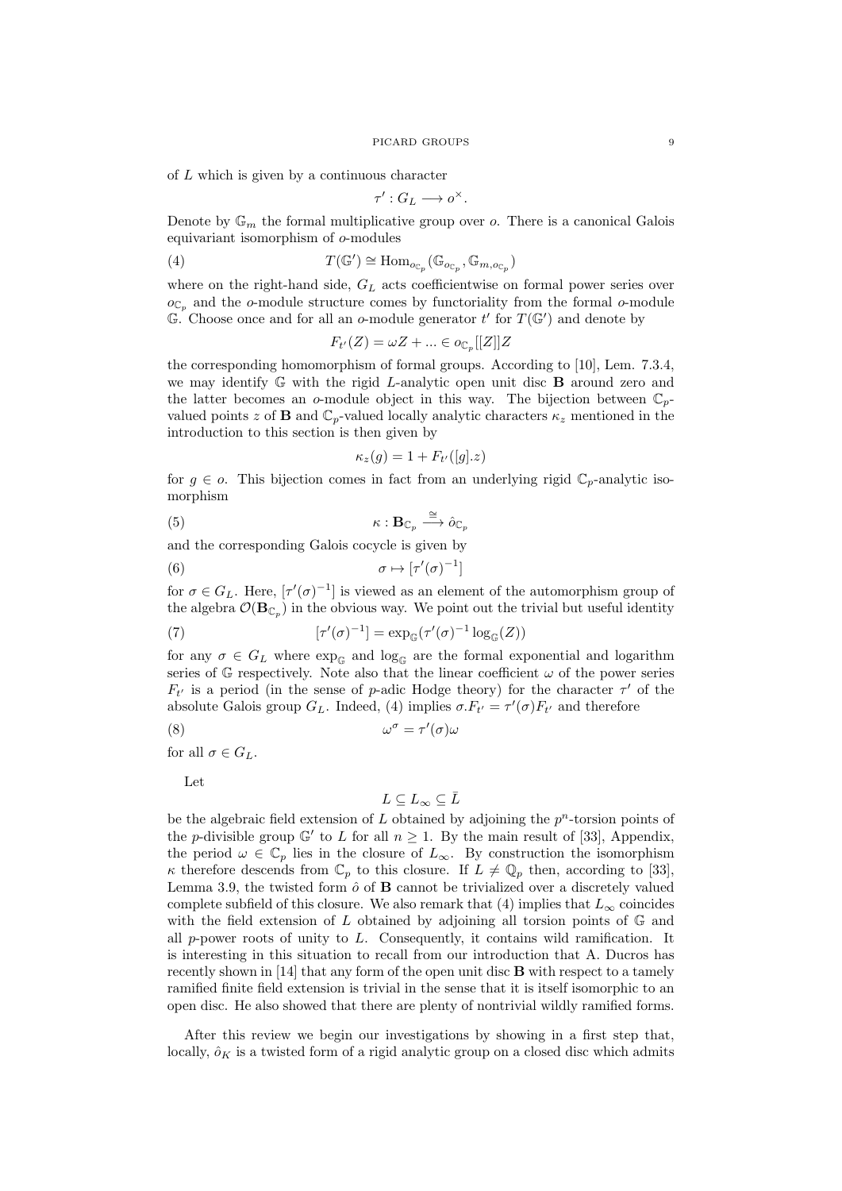of $L$ which is given by a continuous character

$$\tau' : G_L \longrightarrow o^\times.$$

Denote by $\mathbb{G}_m$ the formal multiplicative group over $o$. There is a canonical Galois equivariant isomorphism of $o$-modules

$$T(\mathbb{G}') \cong \mathrm{Hom}_{o_{\mathbb{C}_p}}(\mathbb{G}_{o_{\mathbb{C}_p}}, \mathbb{G}_{m,o_{\mathbb{C}_p}}) \tag{4}$$

where on the right-hand side, $G_L$ acts coefficientwise on formal power series over $o_{\mathbb{C}_p}$ and the $o$-module structure comes by functoriality from the formal $o$-module $\mathbb{G}$. Choose once and for all an $o$-module generator $t'$ for $T(\mathbb{G}')$ and denote by

$$F_{t'}(Z) = \omega Z + ... \in o_{\mathbb{C}_p}[[Z]]Z$$

the corresponding homomorphism of formal groups. According to [10], Lem. 7.3.4, we may identify $\mathbb{G}$ with the rigid $L$-analytic open unit disc $\mathbf{B}$ around zero and the latter becomes an $o$-module object in this way. The bijection between $\mathbb{C}_p$-valued points $z$ of $\mathbf{B}$ and $\mathbb{C}_p$-valued locally analytic characters $\kappa_z$ mentioned in the introduction to this section is then given by

$$\kappa_z(g) = 1 + F_{t'}([g].z)$$

for $g \in o$. This bijection comes in fact from an underlying rigid $\mathbb{C}_p$-analytic isomorphism

$$\kappa : \mathbf{B}_{\mathbb{C}_p} \xrightarrow{\cong} \hat{o}_{\mathbb{C}_p} \tag{5}$$

and the corresponding Galois cocycle is given by

$$\sigma \mapsto [\tau'(\sigma)^{-1}] \tag{6}$$

for $\sigma \in G_L$. Here, $[\tau'(\sigma)^{-1}]$ is viewed as an element of the automorphism group of the algebra $\mathcal{O}(\mathbf{B}_{\mathbb{C}_p})$ in the obvious way. We point out the trivial but useful identity

$$[\tau'(\sigma)^{-1}] = \exp_{\mathbb{G}}(\tau'(\sigma)^{-1} \log_{\mathbb{G}}(Z)) \tag{7}$$

for any $\sigma \in G_L$ where $\exp_{\mathbb{G}}$ and $\log_{\mathbb{G}}$ are the formal exponential and logarithm series of $\mathbb{G}$ respectively. Note also that the linear coefficient $\omega$ of the power series $F_{t'}$ is a period (in the sense of $p$-adic Hodge theory) for the character $\tau'$ of the absolute Galois group $G_L$. Indeed, (4) implies $\sigma.F_{t'} = \tau'(\sigma)F_{t'}$ and therefore

$$\omega^\sigma = \tau'(\sigma)\omega \tag{8}$$

for all $\sigma \in G_L$.

Let

$$L \subseteq L_\infty \subseteq \bar{L}$$

be the algebraic field extension of $L$ obtained by adjoining the $p^n$-torsion points of the $p$-divisible group $\mathbb{G}'$ to $L$ for all $n \geq 1$. By the main result of [33], Appendix, the period $\omega \in \mathbb{C}_p$ lies in the closure of $L_\infty$. By construction the isomorphism $\kappa$ therefore descends from $\mathbb{C}_p$ to this closure. If $L \neq \mathbb{Q}_p$ then, according to [33], Lemma 3.9, the twisted form $\hat{o}$ of $\mathbf{B}$ cannot be trivialized over a discretely valued complete subfield of this closure. We also remark that (4) implies that $L_\infty$ coincides with the field extension of $L$ obtained by adjoining all torsion points of $\mathbb{G}$ and all $p$-power roots of unity to $L$. Consequently, it contains wild ramification. It is interesting in this situation to recall from our introduction that A. Ducros has recently shown in [14] that any form of the open unit disc $\mathbf{B}$ with respect to a tamely ramified finite field extension is trivial in the sense that it is itself isomorphic to an open disc. He also showed that there are plenty of nontrivial wildly ramified forms.

After this review we begin our investigations by showing in a first step that, locally, $\hat{o}_K$ is a twisted form of a rigid analytic group on a closed disc which admits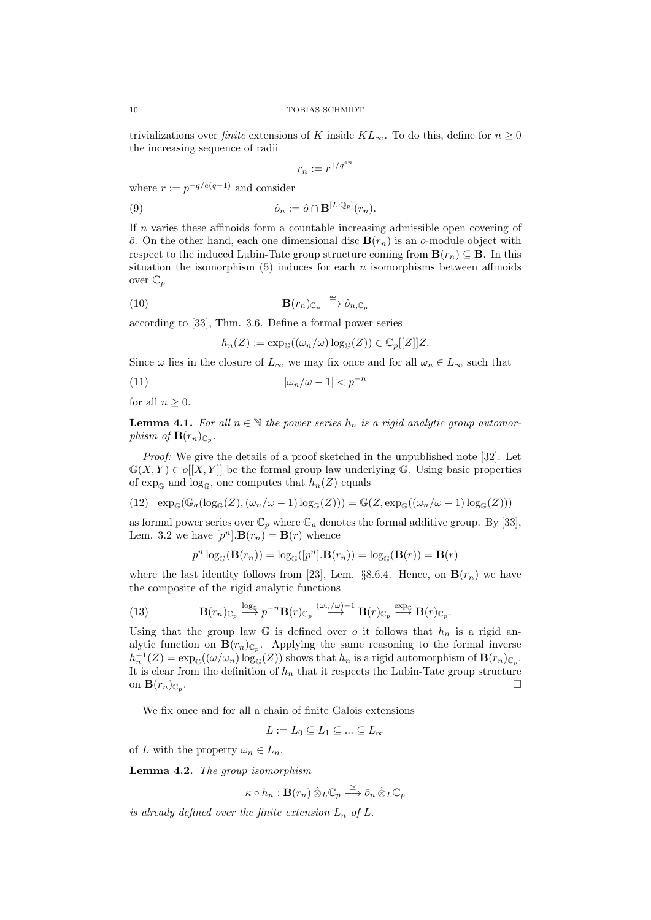trivializations over *finite* extensions of $K$ inside $KL_\infty$. To do this, define for $n \geq 0$ the increasing sequence of radii

$$r_n := r^{1/q^{en}}$$

where $r := p^{-q/e(q-1)}$ and consider

$$\hat{o}_n := \hat{o} \cap \mathbf{B}^{[L:\mathbb{Q}_p]}(r_n). \tag{9}$$

If $n$ varies these affinoids form a countable increasing admissible open covering of $\hat{o}$. On the other hand, each one dimensional disc $\mathbf{B}(r_n)$ is an $o$-module object with respect to the induced Lubin-Tate group structure coming from $\mathbf{B}(r_n) \subseteq \mathbf{B}$. In this situation the isomorphism (5) induces for each $n$ isomorphisms between affinoids over $\mathbb{C}_p$

$$\mathbf{B}(r_n)_{\mathbb{C}_p} \xrightarrow{\cong} \hat{o}_{n,\mathbb{C}_p} \tag{10}$$

according to [33], Thm. 3.6. Define a formal power series

$$h_n(Z) := \exp_{\mathbb{G}}((\omega_n/\omega)\log_{\mathbb{G}}(Z)) \in \mathbb{C}_p[[Z]]Z.$$

Since $\omega$ lies in the closure of $L_\infty$ we may fix once and for all $\omega_n \in L_\infty$ such that

$$|\omega_n/\omega - 1| < p^{-n} \tag{11}$$

for all $n \geq 0$.

**Lemma 4.1.** *For all $n \in \mathbb{N}$ the power series $h_n$ is a rigid analytic group automorphism of $\mathbf{B}(r_n)_{\mathbb{C}_p}$.*

*Proof:* We give the details of a proof sketched in the unpublished note [32]. Let $\mathbb{G}(X,Y) \in o[[X,Y]]$ be the formal group law underlying $\mathbb{G}$. Using basic properties of $\exp_{\mathbb{G}}$ and $\log_{\mathbb{G}}$, one computes that $h_n(Z)$ equals

$$\exp_{\mathbb{G}}(\mathbb{G}_a(\log_{\mathbb{G}}(Z), (\omega_n/\omega - 1)\log_{\mathbb{G}}(Z))) = \mathbb{G}(Z, \exp_{\mathbb{G}}((\omega_n/\omega - 1)\log_{\mathbb{G}}(Z))) \tag{12}$$

as formal power series over $\mathbb{C}_p$ where $\mathbb{G}_a$ denotes the formal additive group. By [33], Lem. 3.2 we have $[p^n].\mathbf{B}(r_n) = \mathbf{B}(r)$ whence

$$p^n \log_{\mathbb{G}}(\mathbf{B}(r_n)) = \log_{\mathbb{G}}([p^n].\mathbf{B}(r_n)) = \log_{\mathbb{G}}(\mathbf{B}(r)) = \mathbf{B}(r)$$

where the last identity follows from [23], Lem. §8.6.4. Hence, on $\mathbf{B}(r_n)$ we have the composite of the rigid analytic functions

$$\mathbf{B}(r_n)_{\mathbb{C}_p} \xrightarrow{\log_{\mathbb{G}}} p^{-n}\mathbf{B}(r)_{\mathbb{C}_p} \xrightarrow{(\omega_n/\omega)-1} \mathbf{B}(r)_{\mathbb{C}_p} \xrightarrow{\exp_{\mathbb{G}}} \mathbf{B}(r)_{\mathbb{C}_p}. \tag{13}$$

Using that the group law $\mathbb{G}$ is defined over $o$ it follows that $h_n$ is a rigid analytic function on $\mathbf{B}(r_n)_{\mathbb{C}_p}$. Applying the same reasoning to the formal inverse $h_n^{-1}(Z) = \exp_{\mathbb{G}}((\omega/\omega_n)\log_{\mathbb{G}}(Z))$ shows that $h_n$ is a rigid automorphism of $\mathbf{B}(r_n)_{\mathbb{C}_p}$. It is clear from the definition of $h_n$ that it respects the Lubin-Tate group structure on $\mathbf{B}(r_n)_{\mathbb{C}_p}$. $\square$

We fix once and for all a chain of finite Galois extensions

$$L := L_0 \subseteq L_1 \subseteq ... \subseteq L_\infty$$

of $L$ with the property $\omega_n \in L_n$.

**Lemma 4.2.** *The group isomorphism*

$$\kappa \circ h_n : \mathbf{B}(r_n)\,\hat{\otimes}_L \mathbb{C}_p \xrightarrow{\cong} \hat{o}_n\,\hat{\otimes}_L \mathbb{C}_p$$

*is already defined over the finite extension $L_n$ of $L$.*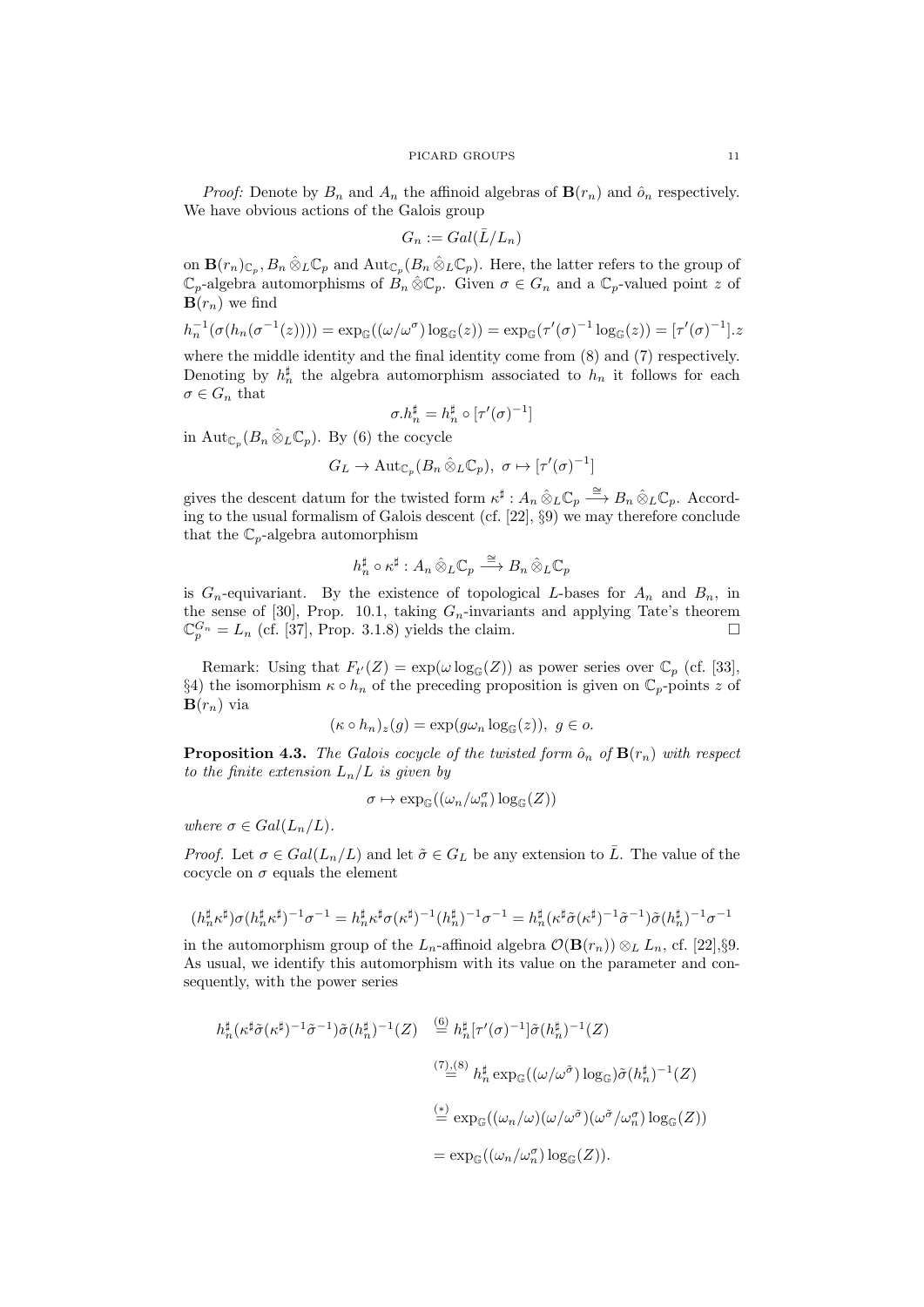*Proof:* Denote by $B_n$ and $A_n$ the affinoid algebras of $\mathbf{B}(r_n)$ and $\hat{o}_n$ respectively. We have obvious actions of the Galois group

$$G_n := Gal(\bar{L}/L_n)$$

on $\mathbf{B}(r_n)_{\mathbb{C}_p}, B_n \hat{\otimes}_L \mathbb{C}_p$ and $\mathrm{Aut}_{\mathbb{C}_p}(B_n \hat{\otimes}_L \mathbb{C}_p)$. Here, the latter refers to the group of $\mathbb{C}_p$-algebra automorphisms of $B_n \hat{\otimes} \mathbb{C}_p$. Given $\sigma \in G_n$ and a $\mathbb{C}_p$-valued point $z$ of $\mathbf{B}(r_n)$ we find

$$h_n^{-1}(\sigma(h_n(\sigma^{-1}(z)))) = \exp_{\mathbb{G}}((\omega/\omega^\sigma)\log_{\mathbb{G}}(z)) = \exp_{\mathbb{G}}(\tau'(\sigma)^{-1}\log_{\mathbb{G}}(z)) = [\tau'(\sigma)^{-1}].z$$

where the middle identity and the final identity come from (8) and (7) respectively. Denoting by $h_n^\sharp$ the algebra automorphism associated to $h_n$ it follows for each $\sigma \in G_n$ that

$$\sigma.h_n^\sharp = h_n^\sharp \circ [\tau'(\sigma)^{-1}]$$

in $\mathrm{Aut}_{\mathbb{C}_p}(B_n \hat{\otimes}_L \mathbb{C}_p)$. By (6) the cocycle

$$G_L \to \mathrm{Aut}_{\mathbb{C}_p}(B_n \hat{\otimes}_L \mathbb{C}_p),\ \sigma \mapsto [\tau'(\sigma)^{-1}]$$

gives the descent datum for the twisted form $\kappa^\sharp : A_n \hat{\otimes}_L \mathbb{C}_p \xrightarrow{\cong} B_n \hat{\otimes}_L \mathbb{C}_p$. According to the usual formalism of Galois descent (cf. [22], §9) we may therefore conclude that the $\mathbb{C}_p$-algebra automorphism

$$h_n^\sharp \circ \kappa^\sharp : A_n \hat{\otimes}_L \mathbb{C}_p \xrightarrow{\cong} B_n \hat{\otimes}_L \mathbb{C}_p$$

is $G_n$-equivariant. By the existence of topological $L$-bases for $A_n$ and $B_n$, in the sense of [30], Prop. 10.1, taking $G_n$-invariants and applying Tate's theorem $\mathbb{C}_p^{G_n} = L_n$ (cf. [37], Prop. 3.1.8) yields the claim. $\square$

Remark: Using that $F_{t'}(Z) = \exp(\omega \log_{\mathbb{G}}(Z))$ as power series over $\mathbb{C}_p$ (cf. [33], §4) the isomorphism $\kappa \circ h_n$ of the preceding proposition is given on $\mathbb{C}_p$-points $z$ of $\mathbf{B}(r_n)$ via

$$(\kappa \circ h_n)_z(g) = \exp(g\omega_n \log_{\mathbb{G}}(z)),\ g \in o.$$

**Proposition 4.3.** *The Galois cocycle of the twisted form $\hat{o}_n$ of $\mathbf{B}(r_n)$ with respect to the finite extension $L_n/L$ is given by*

$$\sigma \mapsto \exp_{\mathbb{G}}((\omega_n/\omega_n^\sigma)\log_{\mathbb{G}}(Z))$$

*where $\sigma \in Gal(L_n/L)$.*

*Proof.* Let $\sigma \in Gal(L_n/L)$ and let $\tilde{\sigma} \in G_L$ be any extension to $\bar{L}$. The value of the cocycle on $\sigma$ equals the element

$$(h_n^\sharp\kappa^\sharp)\sigma(h_n^\sharp\kappa^\sharp)^{-1}\sigma^{-1} = h_n^\sharp\kappa^\sharp\sigma(\kappa^\sharp)^{-1}(h_n^\sharp)^{-1}\sigma^{-1} = h_n^\sharp(\kappa^\sharp\tilde{\sigma}(\kappa^\sharp)^{-1}\tilde{\sigma}^{-1})\tilde{\sigma}(h_n^\sharp)^{-1}\sigma^{-1}$$

in the automorphism group of the $L_n$-affinoid algebra $\mathcal{O}(\mathbf{B}(r_n)) \otimes_L L_n$, cf. [22],§9. As usual, we identify this automorphism with its value on the parameter and consequently, with the power series

$$\begin{aligned}
h_n^\sharp(\kappa^\sharp\tilde{\sigma}(\kappa^\sharp)^{-1}\tilde{\sigma}^{-1})\tilde{\sigma}(h_n^\sharp)^{-1}(Z) &\overset{(6)}{=} h_n^\sharp[\tau'(\sigma)^{-1}]\tilde{\sigma}(h_n^\sharp)^{-1}(Z) \\
&\overset{(7),(8)}{=} h_n^\sharp \exp_{\mathbb{G}}((\omega/\omega^{\tilde{\sigma}})\log_{\mathbb{G}})\tilde{\sigma}(h_n^\sharp)^{-1}(Z) \\
&\overset{(*)}{=} \exp_{\mathbb{G}}((\omega_n/\omega)(\omega/\omega^{\tilde{\sigma}})(\omega^{\tilde{\sigma}}/\omega_n^\sigma)\log_{\mathbb{G}}(Z)) \\
&= \exp_{\mathbb{G}}((\omega_n/\omega_n^\sigma)\log_{\mathbb{G}}(Z)).
\end{aligned}$$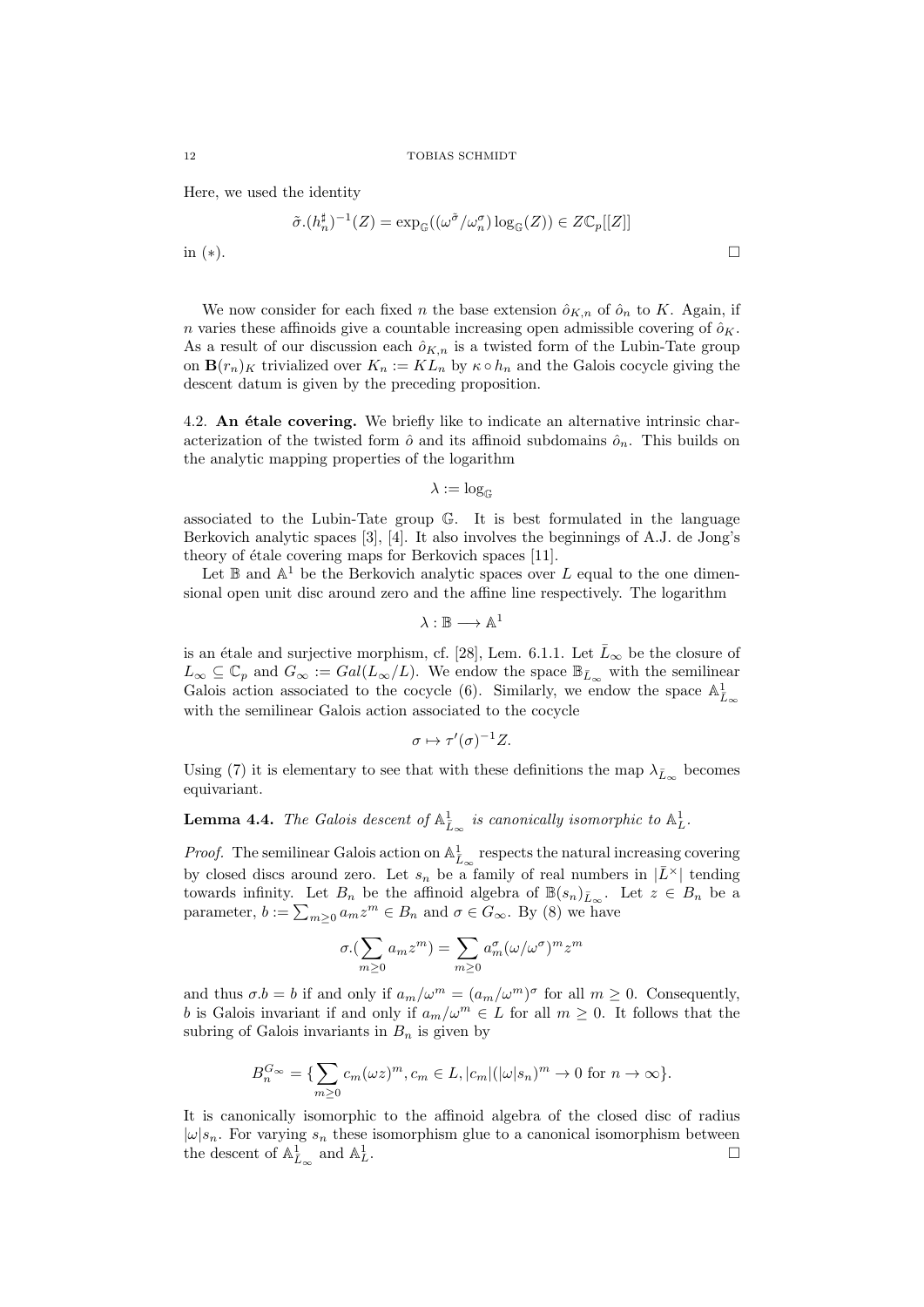Here, we used the identity

$$\tilde{\sigma}.(h_n^{\sharp})^{-1}(Z) = \exp_{\mathbb{G}}((\omega^{\tilde{\sigma}}/\omega_n^{\sigma})\log_{\mathbb{G}}(Z)) \in Z\mathbb{C}_p[[Z]]$$

in $(*)$. $\square$

We now consider for each fixed $n$ the base extension $\hat{o}_{K,n}$ of $\hat{o}_n$ to $K$. Again, if $n$ varies these affinoids give a countable increasing open admissible covering of $\hat{o}_K$. As a result of our discussion each $\hat{o}_{K,n}$ is a twisted form of the Lubin-Tate group on $\mathbf{B}(r_n)_K$ trivialized over $K_n := KL_n$ by $\kappa \circ h_n$ and the Galois cocycle giving the descent datum is given by the preceding proposition.

**4.2. An étale covering.** We briefly like to indicate an alternative intrinsic characterization of the twisted form $\hat{o}$ and its affinoid subdomains $\hat{o}_n$. This builds on the analytic mapping properties of the logarithm

$$\lambda := \log_{\mathbb{G}}$$

associated to the Lubin-Tate group $\mathbb{G}$. It is best formulated in the language Berkovich analytic spaces [3], [4]. It also involves the beginnings of A.J. de Jong's theory of étale covering maps for Berkovich spaces [11].

Let $\mathbb{B}$ and $\mathbb{A}^1$ be the Berkovich analytic spaces over $L$ equal to the one dimensional open unit disc around zero and the affine line respectively. The logarithm

$$\lambda : \mathbb{B} \longrightarrow \mathbb{A}^1$$

is an étale and surjective morphism, cf. [28], Lem. 6.1.1. Let $\bar{L}_\infty$ be the closure of $L_\infty \subseteq \mathbb{C}_p$ and $G_\infty := Gal(L_\infty/L)$. We endow the space $\mathbb{B}_{\bar{L}_\infty}$ with the semilinear Galois action associated to the cocycle (6). Similarly, we endow the space $\mathbb{A}^1_{\bar{L}_\infty}$ with the semilinear Galois action associated to the cocycle

$$\sigma \mapsto \tau'(\sigma)^{-1}Z.$$

Using (7) it is elementary to see that with these definitions the map $\lambda_{\bar{L}_\infty}$ becomes equivariant.

**Lemma 4.4.** *The Galois descent of $\mathbb{A}^1_{\bar{L}_\infty}$ is canonically isomorphic to $\mathbb{A}^1_L$.*

*Proof.* The semilinear Galois action on $\mathbb{A}^1_{\bar{L}_\infty}$ respects the natural increasing covering by closed discs around zero. Let $s_n$ be a family of real numbers in $|\bar{L}^\times|$ tending towards infinity. Let $B_n$ be the affinoid algebra of $\mathbb{B}(s_n)_{\bar{L}_\infty}$. Let $z \in B_n$ be a parameter, $b := \sum_{m\geq 0} a_m z^m \in B_n$ and $\sigma \in G_\infty$. By (8) we have

$$\sigma.(\sum_{m\geq 0} a_m z^m) = \sum_{m\geq 0} a_m^\sigma (\omega/\omega^\sigma)^m z^m$$

and thus $\sigma.b = b$ if and only if $a_m/\omega^m = (a_m/\omega^m)^\sigma$ for all $m \geq 0$. Consequently, $b$ is Galois invariant if and only if $a_m/\omega^m \in L$ for all $m \geq 0$. It follows that the subring of Galois invariants in $B_n$ is given by

$$B_n^{G_\infty} = \{\sum_{m\geq 0} c_m(\omega z)^m, c_m \in L, |c_m|(|\omega|s_n)^m \to 0 \text{ for } n \to \infty\}.$$

It is canonically isomorphic to the affinoid algebra of the closed disc of radius $|\omega|s_n$. For varying $s_n$ these isomorphism glue to a canonical isomorphism between the descent of $\mathbb{A}^1_{\bar{L}_\infty}$ and $\mathbb{A}^1_L$. $\square$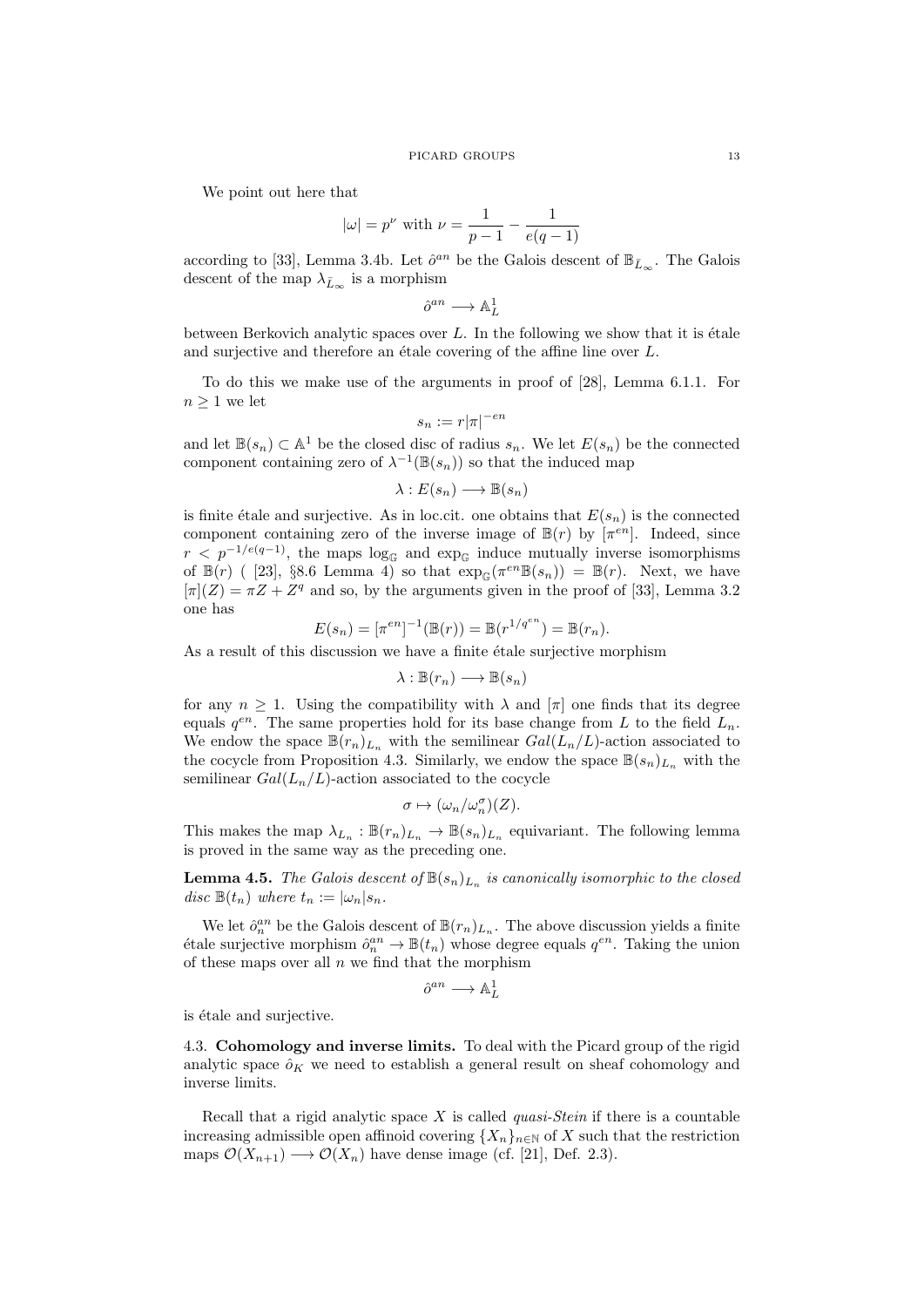We point out here that

$$|\omega| = p^{\nu} \text{ with } \nu = \frac{1}{p-1} - \frac{1}{e(q-1)}$$

according to [33], Lemma 3.4b. Let $\hat{o}^{an}$ be the Galois descent of $\mathbb{B}_{\bar{L}_\infty}$. The Galois descent of the map $\lambda_{\bar{L}_\infty}$ is a morphism

$$\hat{o}^{an} \longrightarrow \mathbb{A}^1_L$$

between Berkovich analytic spaces over $L$. In the following we show that it is étale and surjective and therefore an étale covering of the affine line over $L$.

To do this we make use of the arguments in proof of [28], Lemma 6.1.1. For $n \geq 1$ we let

$$s_n := r|\pi|^{-en}$$

and let $\mathbb{B}(s_n) \subset \mathbb{A}^1$ be the closed disc of radius $s_n$. We let $E(s_n)$ be the connected component containing zero of $\lambda^{-1}(\mathbb{B}(s_n))$ so that the induced map

$$\lambda : E(s_n) \longrightarrow \mathbb{B}(s_n)$$

is finite étale and surjective. As in loc.cit. one obtains that $E(s_n)$ is the connected component containing zero of the inverse image of $\mathbb{B}(r)$ by $[\pi^{en}]$. Indeed, since $r < p^{-1/e(q-1)}$, the maps $\log_{\mathbb{G}}$ and $\exp_{\mathbb{G}}$ induce mutually inverse isomorphisms of $\mathbb{B}(r)$ ( [23], §8.6 Lemma 4) so that $\exp_{\mathbb{G}}(\pi^{en}\mathbb{B}(s_n)) = \mathbb{B}(r)$. Next, we have $[\pi](Z) = \pi Z + Z^q$ and so, by the arguments given in the proof of [33], Lemma 3.2 one has

$$E(s_n) = [\pi^{en}]^{-1}(\mathbb{B}(r)) = \mathbb{B}(r^{1/q^{en}}) = \mathbb{B}(r_n).$$

As a result of this discussion we have a finite étale surjective morphism

$$\lambda : \mathbb{B}(r_n) \longrightarrow \mathbb{B}(s_n)$$

for any $n \geq 1$. Using the compatibility with $\lambda$ and $[\pi]$ one finds that its degree equals $q^{en}$. The same properties hold for its base change from $L$ to the field $L_n$. We endow the space $\mathbb{B}(r_n)_{L_n}$ with the semilinear $Gal(L_n/L)$-action associated to the cocycle from Proposition 4.3. Similarly, we endow the space $\mathbb{B}(s_n)_{L_n}$ with the semilinear $Gal(L_n/L)$-action associated to the cocycle

$$\sigma \mapsto (\omega_n/\omega_n^{\sigma})(Z).$$

This makes the map $\lambda_{L_n} : \mathbb{B}(r_n)_{L_n} \to \mathbb{B}(s_n)_{L_n}$ equivariant. The following lemma is proved in the same way as the preceding one.

**Lemma 4.5.** *The Galois descent of $\mathbb{B}(s_n)_{L_n}$ is canonically isomorphic to the closed disc $\mathbb{B}(t_n)$ where $t_n := |\omega_n|s_n$.*

We let $\hat{o}^{an}_n$ be the Galois descent of $\mathbb{B}(r_n)_{L_n}$. The above discussion yields a finite étale surjective morphism $\hat{o}^{an}_n \to \mathbb{B}(t_n)$ whose degree equals $q^{en}$. Taking the union of these maps over all $n$ we find that the morphism

$$\hat{o}^{an} \longrightarrow \mathbb{A}^1_L$$

is étale and surjective.

### 4.3. Cohomology and inverse limits.

To deal with the Picard group of the rigid analytic space $\hat{o}_K$ we need to establish a general result on sheaf cohomology and inverse limits.

Recall that a rigid analytic space $X$ is called *quasi-Stein* if there is a countable increasing admissible open affinoid covering $\{X_n\}_{n \in \mathbb{N}}$ of $X$ such that the restriction maps $\mathcal{O}(X_{n+1}) \longrightarrow \mathcal{O}(X_n)$ have dense image (cf. [21], Def. 2.3).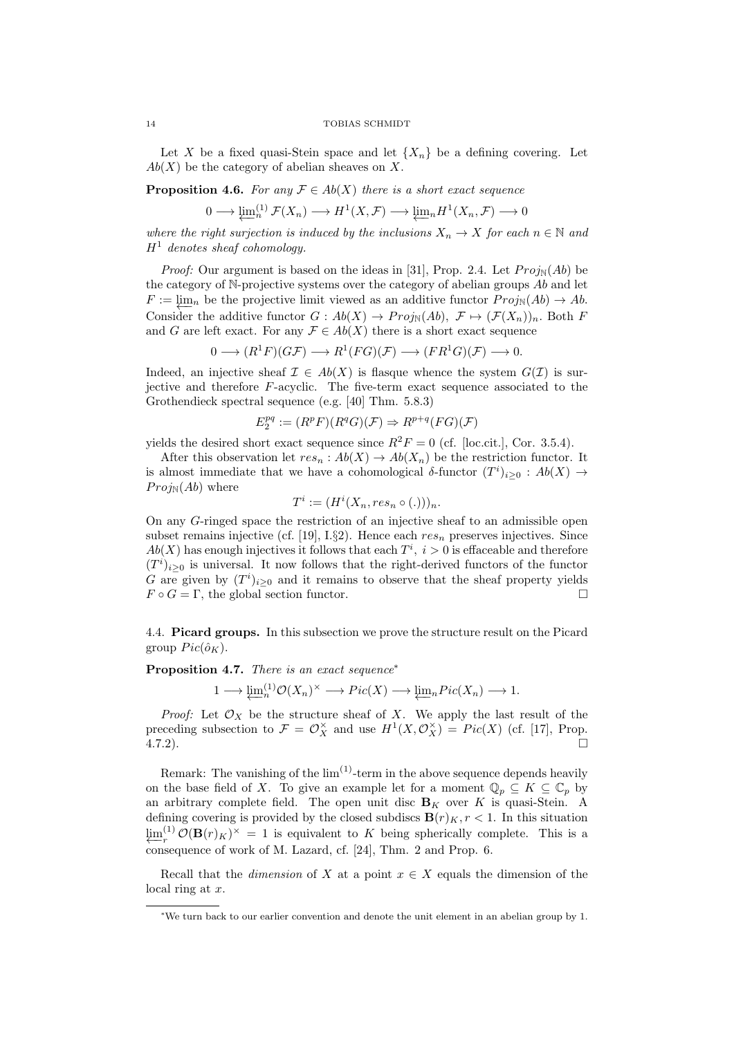Let $X$ be a fixed quasi-Stein space and let $\{X_n\}$ be a defining covering. Let $Ab(X)$ be the category of abelian sheaves on $X$.

**Proposition 4.6.** *For any $\mathcal{F} \in Ab(X)$ there is a short exact sequence*

$$0 \longrightarrow \varprojlim_n^{(1)} \mathcal{F}(X_n) \longrightarrow H^1(X, \mathcal{F}) \longrightarrow \varprojlim_n H^1(X_n, \mathcal{F}) \longrightarrow 0$$

*where the right surjection is induced by the inclusions $X_n \to X$ for each $n \in \mathbb{N}$ and $H^1$ denotes sheaf cohomology.*

*Proof:* Our argument is based on the ideas in [31], Prop. 2.4. Let $Proj_{\mathbb{N}}(Ab)$ be the category of $\mathbb{N}$-projective systems over the category of abelian groups $Ab$ and let $F := \varprojlim_n$ be the projective limit viewed as an additive functor $Proj_{\mathbb{N}}(Ab) \to Ab$. Consider the additive functor $G : Ab(X) \to Proj_{\mathbb{N}}(Ab)$, $\mathcal{F} \mapsto (\mathcal{F}(X_n))_n$. Both $F$ and $G$ are left exact. For any $\mathcal{F} \in Ab(X)$ there is a short exact sequence

$$0 \longrightarrow (R^1F)(G\mathcal{F}) \longrightarrow R^1(FG)(\mathcal{F}) \longrightarrow (FR^1G)(\mathcal{F}) \longrightarrow 0.$$

Indeed, an injective sheaf $\mathcal{I} \in Ab(X)$ is flasque whence the system $G(\mathcal{I})$ is surjective and therefore $F$-acyclic. The five-term exact sequence associated to the Grothendieck spectral sequence (e.g. [40] Thm. 5.8.3)

$$E_2^{pq} := (R^pF)(R^qG)(\mathcal{F}) \Rightarrow R^{p+q}(FG)(\mathcal{F})$$

yields the desired short exact sequence since $R^2F = 0$ (cf. [loc.cit.], Cor. 3.5.4).

After this observation let $res_n : Ab(X) \to Ab(X_n)$ be the restriction functor. It is almost immediate that we have a cohomological $\delta$-functor $(T^i)_{i \geq 0} : Ab(X) \to Proj_{\mathbb{N}}(Ab)$ where

$$T^i := (H^i(X_n, res_n \circ (.)))_n.$$

On any $G$-ringed space the restriction of an injective sheaf to an admissible open subset remains injective (cf. [19], I.§2). Hence each $res_n$ preserves injectives. Since $Ab(X)$ has enough injectives it follows that each $T^i$, $i > 0$ is effaceable and therefore $(T^i)_{i \geq 0}$ is universal. It now follows that the right-derived functors of the functor $G$ are given by $(T^i)_{i \geq 0}$ and it remains to observe that the sheaf property yields $F \circ G = \Gamma$, the global section functor. $\square$

## 4.4. Picard groups.

In this subsection we prove the structure result on the Picard group $Pic(\hat{o}_K)$.

**Proposition 4.7.** *There is an exact sequence*[*]

$$1 \longrightarrow \varprojlim_n^{(1)} \mathcal{O}(X_n)^{\times} \longrightarrow Pic(X) \longrightarrow \varprojlim_n Pic(X_n) \longrightarrow 1.$$

*Proof:* Let $\mathcal{O}_X$ be the structure sheaf of $X$. We apply the last result of the preceding subsection to $\mathcal{F} = \mathcal{O}_X^{\times}$ and use $H^1(X, \mathcal{O}_X^{\times}) = Pic(X)$ (cf. [17], Prop. 4.7.2). $\square$

Remark: The vanishing of the $\lim^{(1)}$-term in the above sequence depends heavily on the base field of $X$. To give an example let for a moment $\mathbb{Q}_p \subseteq K \subseteq \mathbb{C}_p$ by an arbitrary complete field. The open unit disc $\mathbf{B}_K$ over $K$ is quasi-Stein. A defining covering is provided by the closed subdiscs $\mathbf{B}(r)_K, r < 1$. In this situation $\varprojlim_r^{(1)} \mathcal{O}(\mathbf{B}(r)_K)^{\times} = 1$ is equivalent to $K$ being spherically complete. This is a consequence of work of M. Lazard, cf. [24], Thm. 2 and Prop. 6.

Recall that the *dimension* of $X$ at a point $x \in X$ equals the dimension of the local ring at $x$.

---

[*] We turn back to our earlier convention and denote the unit element in an abelian group by 1.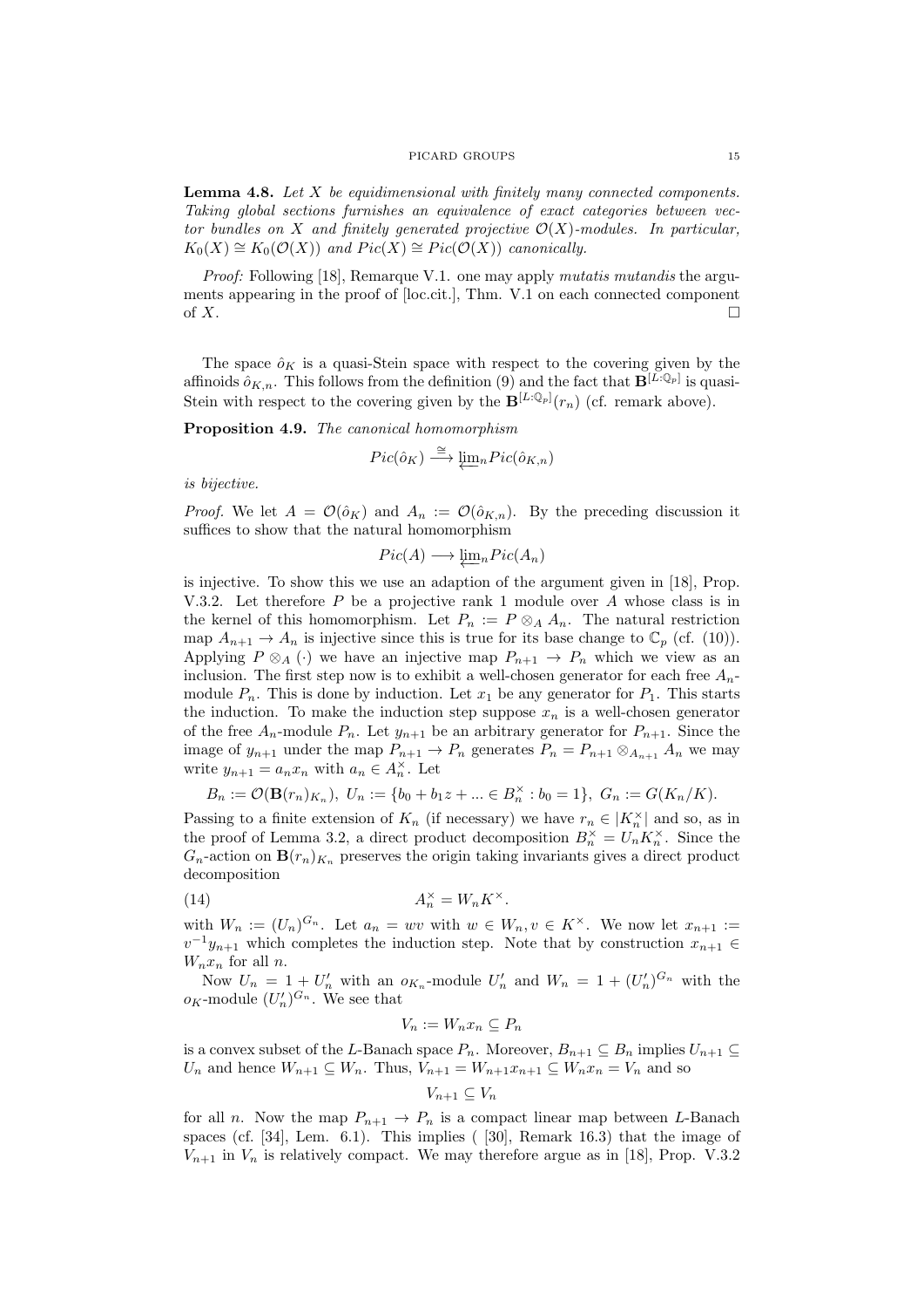**Lemma 4.8.** *Let $X$ be equidimensional with finitely many connected components. Taking global sections furnishes an equivalence of exact categories between vector bundles on $X$ and finitely generated projective $\mathcal{O}(X)$-modules. In particular, $K_0(X) \cong K_0(\mathcal{O}(X))$ and $Pic(X) \cong Pic(\mathcal{O}(X))$ canonically.*

*Proof:* Following [18], Remarque V.1. one may apply *mutatis mutandis* the arguments appearing in the proof of [loc.cit.], Thm. V.1 on each connected component of $X$. $\square$

The space $\hat{o}_K$ is a quasi-Stein space with respect to the covering given by the affinoids $\hat{o}_{K,n}$. This follows from the definition (9) and the fact that $\mathbf{B}^{[L:\mathbb{Q}_p]}$ is quasi-Stein with respect to the covering given by the $\mathbf{B}^{[L:\mathbb{Q}_p]}(r_n)$ (cf. remark above).

**Proposition 4.9.** *The canonical homomorphism*

$$Pic(\hat{o}_K) \xrightarrow{\cong} \varprojlim_n Pic(\hat{o}_{K,n})$$

*is bijective.*

*Proof.* We let $A = \mathcal{O}(\hat{o}_K)$ and $A_n := \mathcal{O}(\hat{o}_{K,n})$. By the preceding discussion it suffices to show that the natural homomorphism

$$Pic(A) \longrightarrow \varprojlim_n Pic(A_n)$$

is injective. To show this we use an adaption of the argument given in [18], Prop. V.3.2. Let therefore $P$ be a projective rank 1 module over $A$ whose class is in the kernel of this homomorphism. Let $P_n := P \otimes_A A_n$. The natural restriction map $A_{n+1} \to A_n$ is injective since this is true for its base change to $\mathbb{C}_p$ (cf. (10)). Applying $P \otimes_A (\cdot)$ we have an injective map $P_{n+1} \to P_n$ which we view as an inclusion. The first step now is to exhibit a well-chosen generator for each free $A_n$-module $P_n$. This is done by induction. Let $x_1$ be any generator for $P_1$. This starts the induction. To make the induction step suppose $x_n$ is a well-chosen generator of the free $A_n$-module $P_n$. Let $y_{n+1}$ be an arbitrary generator for $P_{n+1}$. Since the image of $y_{n+1}$ under the map $P_{n+1} \to P_n$ generates $P_n = P_{n+1} \otimes_{A_{n+1}} A_n$ we may write $y_{n+1} = a_n x_n$ with $a_n \in A_n^\times$. Let

$$B_n := \mathcal{O}(\mathbf{B}(r_n)_{K_n}),\ U_n := \{b_0 + b_1 z + ... \in B_n^\times : b_0 = 1\},\ G_n := G(K_n/K).$$

Passing to a finite extension of $K_n$ (if necessary) we have $r_n \in |K_n^\times|$ and so, as in the proof of Lemma 3.2, a direct product decomposition $B_n^\times = U_n K_n^\times$. Since the $G_n$-action on $\mathbf{B}(r_n)_{K_n}$ preserves the origin taking invariants gives a direct product decomposition

$$A_n^\times = W_n K^\times. \tag{14}$$

with $W_n := (U_n)^{G_n}$. Let $a_n = wv$ with $w \in W_n, v \in K^\times$. We now let $x_{n+1} := v^{-1} y_{n+1}$ which completes the induction step. Note that by construction $x_{n+1} \in W_n x_n$ for all $n$.

Now $U_n = 1 + U'_n$ with an $o_{K_n}$-module $U'_n$ and $W_n = 1 + (U'_n)^{G_n}$ with the $o_K$-module $(U'_n)^{G_n}$. We see that

$$V_n := W_n x_n \subseteq P_n$$

is a convex subset of the $L$-Banach space $P_n$. Moreover, $B_{n+1} \subseteq B_n$ implies $U_{n+1} \subseteq U_n$ and hence $W_{n+1} \subseteq W_n$. Thus, $V_{n+1} = W_{n+1} x_{n+1} \subseteq W_n x_n = V_n$ and so

$$V_{n+1} \subseteq V_n$$

for all $n$. Now the map $P_{n+1} \to P_n$ is a compact linear map between $L$-Banach spaces (cf. [34], Lem. 6.1). This implies ( [30], Remark 16.3) that the image of $V_{n+1}$ in $V_n$ is relatively compact. We may therefore argue as in [18], Prop. V.3.2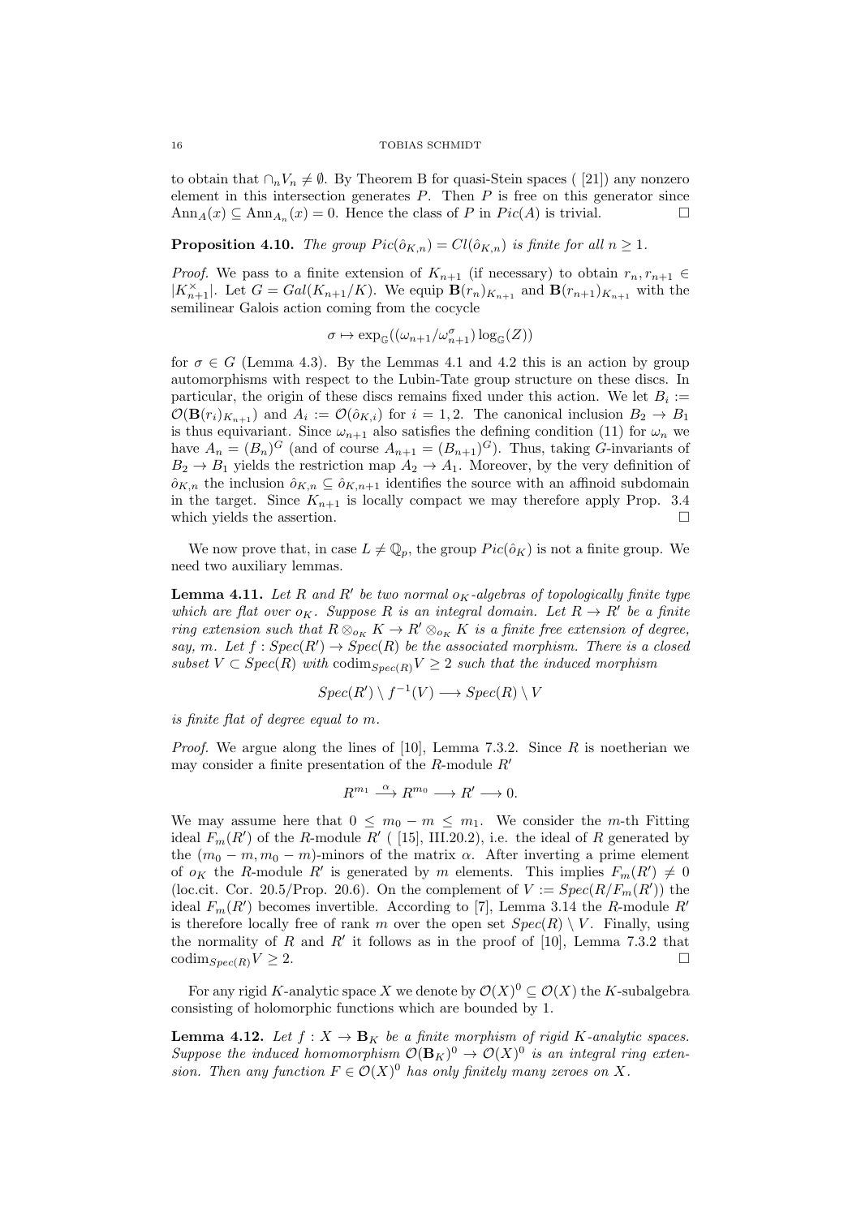to obtain that $\cap_n V_n \neq \emptyset$. By Theorem B for quasi-Stein spaces ( [21]) any nonzero element in this intersection generates $P$. Then $P$ is free on this generator since $\mathrm{Ann}_A(x) \subseteq \mathrm{Ann}_{A_n}(x) = 0$. Hence the class of $P$ in $Pic(A)$ is trivial. $\square$

**Proposition 4.10.** *The group $Pic(\hat{o}_{K,n}) = Cl(\hat{o}_{K,n})$ is finite for all $n \geq 1$.*

*Proof.* We pass to a finite extension of $K_{n+1}$ (if necessary) to obtain $r_n, r_{n+1} \in |K_{n+1}^\times|$. Let $G = Gal(K_{n+1}/K)$. We equip $\mathbf{B}(r_n)_{K_{n+1}}$ and $\mathbf{B}(r_{n+1})_{K_{n+1}}$ with the semilinear Galois action coming from the cocycle

$$\sigma \mapsto \exp_{\mathbb{G}}((\omega_{n+1}/\omega_{n+1}^\sigma)\log_{\mathbb{G}}(Z))$$

for $\sigma \in G$ (Lemma 4.3). By the Lemmas 4.1 and 4.2 this is an action by group automorphisms with respect to the Lubin-Tate group structure on these discs. In particular, the origin of these discs remains fixed under this action. We let $B_i := \mathcal{O}(\mathbf{B}(r_i)_{K_{n+1}})$ and $A_i := \mathcal{O}(\hat{o}_{K,i})$ for $i = 1, 2$. The canonical inclusion $B_2 \to B_1$ is thus equivariant. Since $\omega_{n+1}$ also satisfies the defining condition (11) for $\omega_n$ we have $A_n = (B_n)^G$ (and of course $A_{n+1} = (B_{n+1})^G$). Thus, taking $G$-invariants of $B_2 \to B_1$ yields the restriction map $A_2 \to A_1$. Moreover, by the very definition of $\hat{o}_{K,n}$ the inclusion $\hat{o}_{K,n} \subseteq \hat{o}_{K,n+1}$ identifies the source with an affinoid subdomain in the target. Since $K_{n+1}$ is locally compact we may therefore apply Prop. 3.4 which yields the assertion. $\square$

We now prove that, in case $L \neq \mathbb{Q}_p$, the group $Pic(\hat{o}_K)$ is not a finite group. We need two auxiliary lemmas.

**Lemma 4.11.** *Let $R$ and $R'$ be two normal $o_K$-algebras of topologically finite type which are flat over $o_K$. Suppose $R$ is an integral domain. Let $R \to R'$ be a finite ring extension such that $R \otimes_{o_K} K \to R' \otimes_{o_K} K$ is a finite free extension of degree, say, $m$. Let $f : Spec(R') \to Spec(R)$ be the associated morphism. There is a closed subset $V \subset Spec(R)$ with $\mathrm{codim}_{Spec(R)} V \geq 2$ such that the induced morphism*

$$Spec(R') \setminus f^{-1}(V) \longrightarrow Spec(R) \setminus V$$

*is finite flat of degree equal to $m$.*

*Proof.* We argue along the lines of [10], Lemma 7.3.2. Since $R$ is noetherian we may consider a finite presentation of the $R$-module $R'$

$$R^{m_1} \xrightarrow{\alpha} R^{m_0} \longrightarrow R' \longrightarrow 0.$$

We may assume here that $0 \leq m_0 - m \leq m_1$. We consider the $m$-th Fitting ideal $F_m(R')$ of the $R$-module $R'$ ( [15], III.20.2), i.e. the ideal of $R$ generated by the $(m_0 - m, m_0 - m)$-minors of the matrix $\alpha$. After inverting a prime element of $o_K$ the $R$-module $R'$ is generated by $m$ elements. This implies $F_m(R') \neq 0$ (loc.cit. Cor. 20.5/Prop. 20.6). On the complement of $V := Spec(R/F_m(R'))$ the ideal $F_m(R')$ becomes invertible. According to [7], Lemma 3.14 the $R$-module $R'$ is therefore locally free of rank $m$ over the open set $Spec(R) \setminus V$. Finally, using the normality of $R$ and $R'$ it follows as in the proof of [10], Lemma 7.3.2 that $\mathrm{codim}_{Spec(R)} V \geq 2$. $\square$

For any rigid $K$-analytic space $X$ we denote by $\mathcal{O}(X)^0 \subseteq \mathcal{O}(X)$ the $K$-subalgebra consisting of holomorphic functions which are bounded by 1.

**Lemma 4.12.** *Let $f : X \to \mathbf{B}_K$ be a finite morphism of rigid $K$-analytic spaces. Suppose the induced homomorphism $\mathcal{O}(\mathbf{B}_K)^0 \to \mathcal{O}(X)^0$ is an integral ring extension. Then any function $F \in \mathcal{O}(X)^0$ has only finitely many zeroes on $X$.*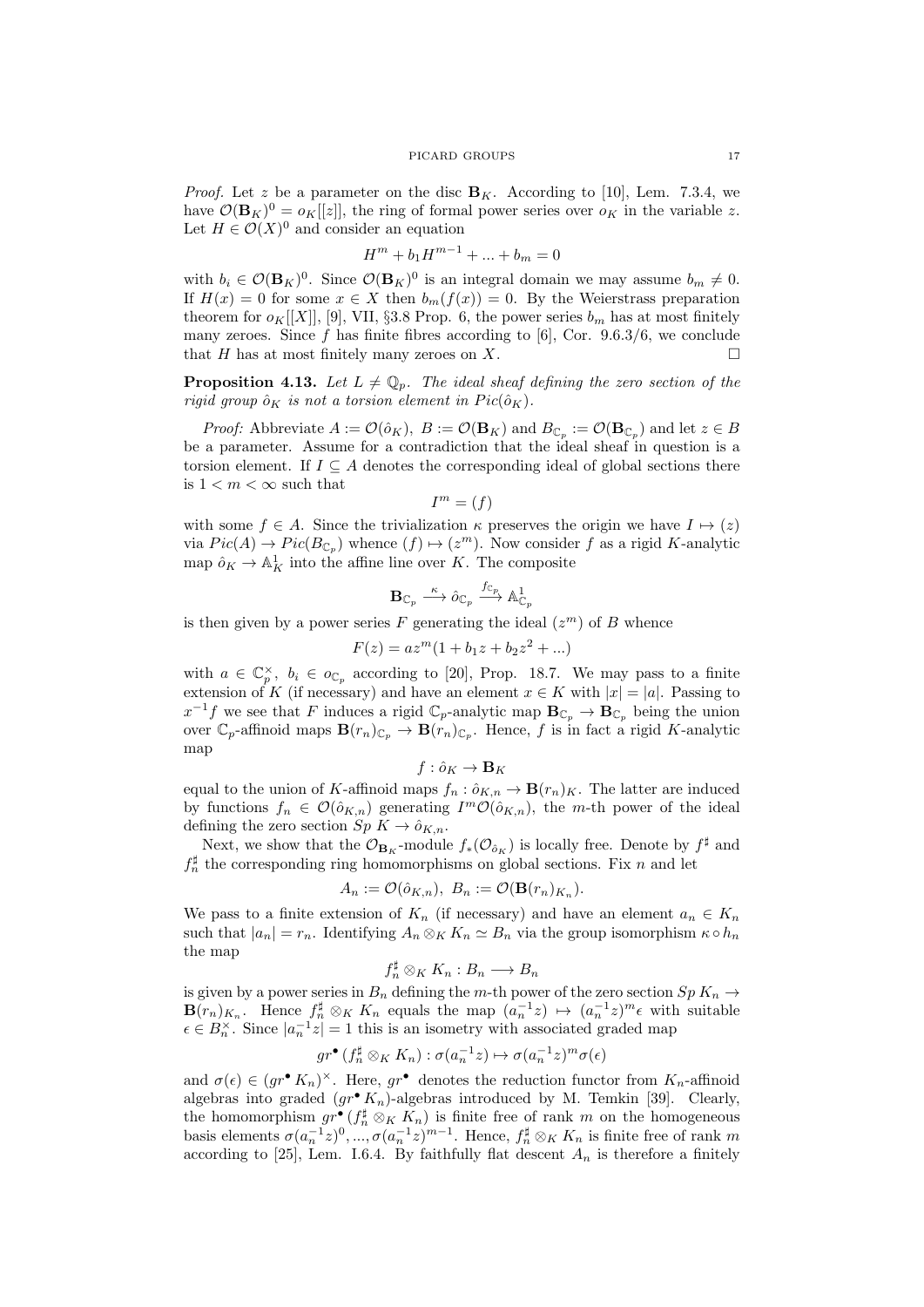*Proof.* Let $z$ be a parameter on the disc $\mathbf{B}_K$. According to [10], Lem. 7.3.4, we have $\mathcal{O}(\mathbf{B}_K)^0 = o_K[[z]]$, the ring of formal power series over $o_K$ in the variable $z$. Let $H \in \mathcal{O}(X)^0$ and consider an equation

$$H^m + b_1 H^{m-1} + ... + b_m = 0$$

with $b_i \in \mathcal{O}(\mathbf{B}_K)^0$. Since $\mathcal{O}(\mathbf{B}_K)^0$ is an integral domain we may assume $b_m \neq 0$. If $H(x) = 0$ for some $x \in X$ then $b_m(f(x)) = 0$. By the Weierstrass preparation theorem for $o_K[[X]]$, [9], VII, §3.8 Prop. 6, the power series $b_m$ has at most finitely many zeroes. Since $f$ has finite fibres according to [6], Cor. 9.6.3/6, we conclude that $H$ has at most finitely many zeroes on $X$. $\square$

**Proposition 4.13.** *Let $L \neq \mathbb{Q}_p$. The ideal sheaf defining the zero section of the rigid group $\hat{o}_K$ is not a torsion element in $Pic(\hat{o}_K)$.*

*Proof:* Abbreviate $A := \mathcal{O}(\hat{o}_K)$, $B := \mathcal{O}(\mathbf{B}_K)$ and $B_{\mathbb{C}_p} := \mathcal{O}(\mathbf{B}_{\mathbb{C}_p})$ and let $z \in B$ be a parameter. Assume for a contradiction that the ideal sheaf in question is a torsion element. If $I \subseteq A$ denotes the corresponding ideal of global sections there is $1 < m < \infty$ such that

$$I^m = (f)$$

with some $f \in A$. Since the trivialization $\kappa$ preserves the origin we have $I \mapsto (z)$ via $Pic(A) \to Pic(B_{\mathbb{C}_p})$ whence $(f) \mapsto (z^m)$. Now consider $f$ as a rigid $K$-analytic map $\hat{o}_K \to \mathbb{A}^1_K$ into the affine line over $K$. The composite

$$\mathbf{B}_{\mathbb{C}_p} \xrightarrow{\kappa} \hat{o}_{\mathbb{C}_p} \xrightarrow{f_{\mathbb{C}_p}} \mathbb{A}^1_{\mathbb{C}_p}$$

is then given by a power series $F$ generating the ideal $(z^m)$ of $B$ whence

$$F(z) = az^m(1 + b_1 z + b_2 z^2 + ...)$$

with $a \in \mathbb{C}_p^\times$, $b_i \in o_{\mathbb{C}_p}$ according to [20], Prop. 18.7. We may pass to a finite extension of $K$ (if necessary) and have an element $x \in K$ with $|x| = |a|$. Passing to $x^{-1}f$ we see that $F$ induces a rigid $\mathbb{C}_p$-analytic map $\mathbf{B}_{\mathbb{C}_p} \to \mathbf{B}_{\mathbb{C}_p}$ being the union over $\mathbb{C}_p$-affinoid maps $\mathbf{B}(r_n)_{\mathbb{C}_p} \to \mathbf{B}(r_n)_{\mathbb{C}_p}$. Hence, $f$ is in fact a rigid $K$-analytic map

$$f : \hat{o}_K \to \mathbf{B}_K$$

equal to the union of $K$-affinoid maps $f_n : \hat{o}_{K,n} \to \mathbf{B}(r_n)_K$. The latter are induced by functions $f_n \in \mathcal{O}(\hat{o}_{K,n})$ generating $I^m\mathcal{O}(\hat{o}_{K,n})$, the $m$-th power of the ideal defining the zero section $Sp\ K \to \hat{o}_{K,n}$.

Next, we show that the $\mathcal{O}_{\mathbf{B}_K}$-module $f_*(\mathcal{O}_{\hat{o}_K})$ is locally free. Denote by $f^\sharp$ and $f_n^\sharp$ the corresponding ring homomorphisms on global sections. Fix $n$ and let

$$A_n := \mathcal{O}(\hat{o}_{K,n}),\ B_n := \mathcal{O}(\mathbf{B}(r_n)_{K_n}).$$

We pass to a finite extension of $K_n$ (if necessary) and have an element $a_n \in K_n$ such that $|a_n| = r_n$. Identifying $A_n \otimes_K K_n \simeq B_n$ via the group isomorphism $\kappa \circ h_n$ the map

$$f_n^\sharp \otimes_K K_n : B_n \longrightarrow B_n$$

is given by a power series in $B_n$ defining the $m$-th power of the zero section $Sp\ K_n \to \mathbf{B}(r_n)_{K_n}$. Hence $f_n^\sharp \otimes_K K_n$ equals the map $(a_n^{-1}z) \mapsto (a_n^{-1}z)^m\epsilon$ with suitable $\epsilon \in B_n^\times$. Since $|a_n^{-1}z| = 1$ this is an isometry with associated graded map

$$gr^\bullet(f_n^\sharp \otimes_K K_n) : \sigma(a_n^{-1}z) \mapsto \sigma(a_n^{-1}z)^m\sigma(\epsilon)$$

and $\sigma(\epsilon) \in (gr^\bullet K_n)^\times$. Here, $gr^\bullet$ denotes the reduction functor from $K_n$-affinoid algebras into graded $(gr^\bullet K_n)$-algebras introduced by M. Temkin [39]. Clearly, the homomorphism $gr^\bullet(f_n^\sharp \otimes_K K_n)$ is finite free of rank $m$ on the homogeneous basis elements $\sigma(a_n^{-1}z)^0, ..., \sigma(a_n^{-1}z)^{m-1}$. Hence, $f_n^\sharp \otimes_K K_n$ is finite free of rank $m$ according to [25], Lem. I.6.4. By faithfully flat descent $A_n$ is therefore a finitely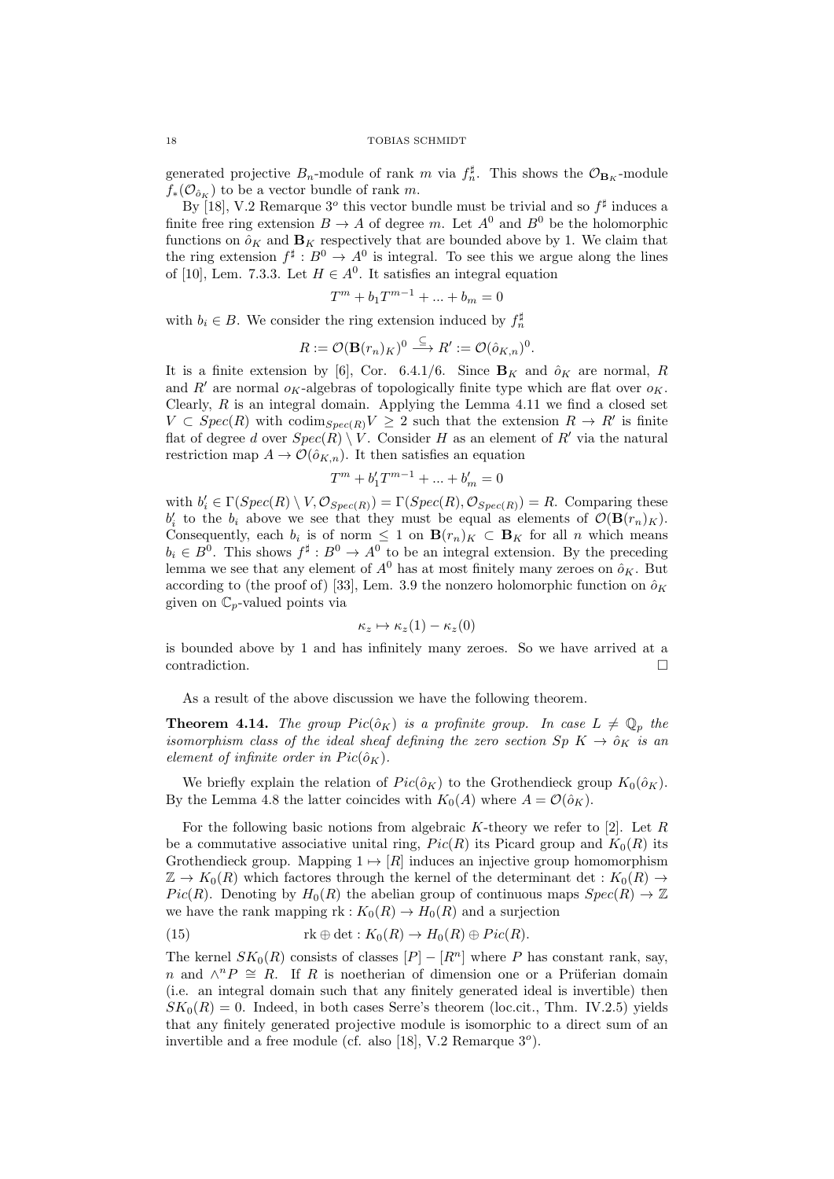generated projective $B_n$-module of rank $m$ via $f_n^\sharp$. This shows the $\mathcal{O}_{\mathbf{B}_K}$-module $f_*(\mathcal{O}_{\hat{o}_K})$ to be a vector bundle of rank $m$.

By [18], V.2 Remarque $3^o$ this vector bundle must be trivial and so $f^\sharp$ induces a finite free ring extension $B \to A$ of degree $m$. Let $A^0$ and $B^0$ be the holomorphic functions on $\hat{o}_K$ and $\mathbf{B}_K$ respectively that are bounded above by 1. We claim that the ring extension $f^\sharp : B^0 \to A^0$ is integral. To see this we argue along the lines of [10], Lem. 7.3.3. Let $H \in A^0$. It satisfies an integral equation

$$T^m + b_1 T^{m-1} + ... + b_m = 0$$

with $b_i \in B$. We consider the ring extension induced by $f_n^\sharp$

$$R := \mathcal{O}(\mathbf{B}(r_n)_K)^0 \xrightarrow{\subseteq} R' := \mathcal{O}(\hat{o}_{K,n})^0.$$

It is a finite extension by [6], Cor. 6.4.1/6. Since $\mathbf{B}_K$ and $\hat{o}_K$ are normal, $R$ and $R'$ are normal $o_K$-algebras of topologically finite type which are flat over $o_K$. Clearly, $R$ is an integral domain. Applying the Lemma 4.11 we find a closed set $V \subset Spec(R)$ with $\mathrm{codim}_{Spec(R)} V \geq 2$ such that the extension $R \to R'$ is finite flat of degree $d$ over $Spec(R) \setminus V$. Consider $H$ as an element of $R'$ via the natural restriction map $A \to \mathcal{O}(\hat{o}_{K,n})$. It then satisfies an equation

$$T^m + b'_1 T^{m-1} + ... + b'_m = 0$$

with $b'_i \in \Gamma(Spec(R) \setminus V, \mathcal{O}_{Spec(R)}) = \Gamma(Spec(R), \mathcal{O}_{Spec(R)}) = R$. Comparing these $b'_i$ to the $b_i$ above we see that they must be equal as elements of $\mathcal{O}(\mathbf{B}(r_n)_K)$. Consequently, each $b_i$ is of norm $\leq 1$ on $\mathbf{B}(r_n)_K \subset \mathbf{B}_K$ for all $n$ which means $b_i \in B^0$. This shows $f^\sharp : B^0 \to A^0$ to be an integral extension. By the preceding lemma we see that any element of $A^0$ has at most finitely many zeroes on $\hat{o}_K$. But according to (the proof of) [33], Lem. 3.9 the nonzero holomorphic function on $\hat{o}_K$ given on $\mathbb{C}_p$-valued points via

$$\kappa_z \mapsto \kappa_z(1) - \kappa_z(0)$$

is bounded above by 1 and has infinitely many zeroes. So we have arrived at a contradiction. $\square$

As a result of the above discussion we have the following theorem.

**Theorem 4.14.** *The group $Pic(\hat{o}_K)$ is a profinite group. In case $L \neq \mathbb{Q}_p$ the isomorphism class of the ideal sheaf defining the zero section $Sp\ K \to \hat{o}_K$ is an element of infinite order in $Pic(\hat{o}_K)$.*

We briefly explain the relation of $Pic(\hat{o}_K)$ to the Grothendieck group $K_0(\hat{o}_K)$. By the Lemma 4.8 the latter coincides with $K_0(A)$ where $A = \mathcal{O}(\hat{o}_K)$.

For the following basic notions from algebraic $K$-theory we refer to [2]. Let $R$ be a commutative associative unital ring, $Pic(R)$ its Picard group and $K_0(R)$ its Grothendieck group. Mapping $1 \mapsto [R]$ induces an injective group homomorphism $\mathbb{Z} \to K_0(R)$ which factores through the kernel of the determinant $\det : K_0(R) \to Pic(R)$. Denoting by $H_0(R)$ the abelian group of continuous maps $Spec(R) \to \mathbb{Z}$ we have the rank mapping $\mathrm{rk} : K_0(R) \to H_0(R)$ and a surjection

$$\mathrm{rk} \oplus \det : K_0(R) \to H_0(R) \oplus Pic(R). \tag{15}$$

The kernel $SK_0(R)$ consists of classes $[P] - [R^n]$ where $P$ has constant rank, say, $n$ and $\wedge^n P \cong R$. If $R$ is noetherian of dimension one or a Prüferian domain (i.e. an integral domain such that any finitely generated ideal is invertible) then $SK_0(R) = 0$. Indeed, in both cases Serre's theorem (loc.cit., Thm. IV.2.5) yields that any finitely generated projective module is isomorphic to a direct sum of an invertible and a free module (cf. also [18], V.2 Remarque $3^o$).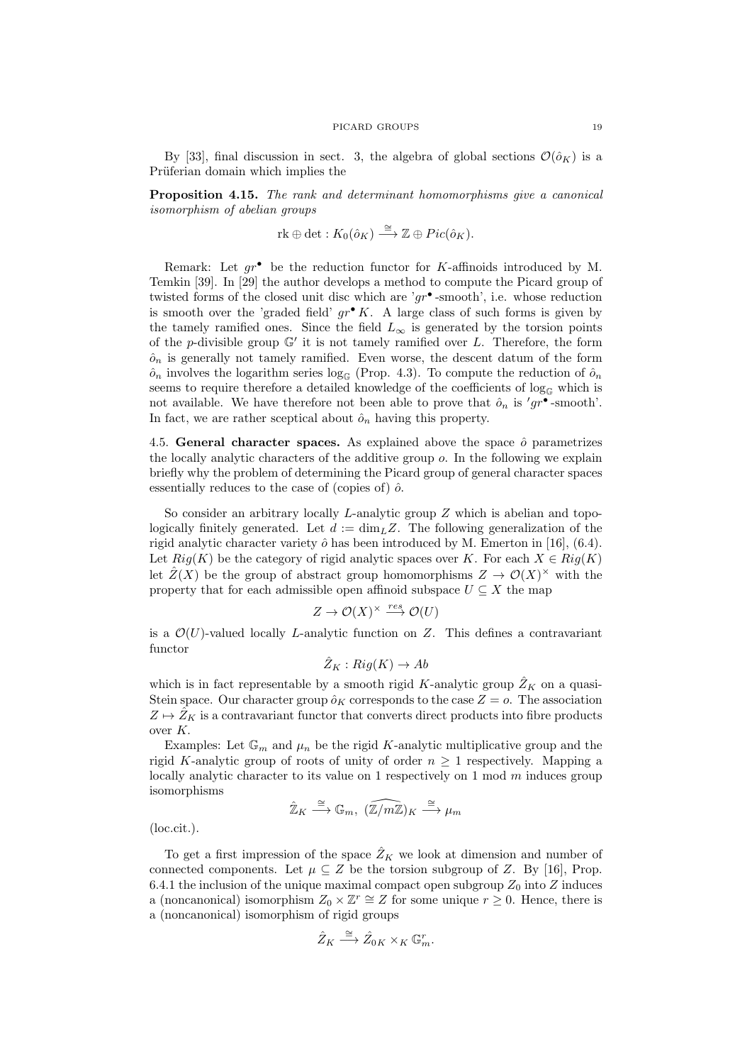By [33], final discussion in sect. 3, the algebra of global sections $\mathcal{O}(\hat{o}_K)$ is a Prüferian domain which implies the

**Proposition 4.15.** *The rank and determinant homomorphisms give a canonical isomorphism of abelian groups*

$$\mathrm{rk} \oplus \det : K_0(\hat{o}_K) \xrightarrow{\cong} \mathbb{Z} \oplus Pic(\hat{o}_K).$$

Remark: Let $gr^\bullet$ be the reduction functor for $K$-affinoids introduced by M. Temkin [39]. In [29] the author develops a method to compute the Picard group of twisted forms of the closed unit disc which are '$gr^\bullet$-smooth', i.e. whose reduction is smooth over the 'graded field' $gr^\bullet K$. A large class of such forms is given by the tamely ramified ones. Since the field $L_\infty$ is generated by the torsion points of the $p$-divisible group $\mathbb{G}'$ it is not tamely ramified over $L$. Therefore, the form $\hat{o}_n$ is generally not tamely ramified. Even worse, the descent datum of the form $\hat{o}_n$ involves the logarithm series $\log_{\mathbb{G}}$ (Prop. 4.3). To compute the reduction of $\hat{o}_n$ seems to require therefore a detailed knowledge of the coefficients of $\log_{\mathbb{G}}$ which is not available. We have therefore not been able to prove that $\hat{o}_n$ is '$gr^\bullet$-smooth'. In fact, we are rather sceptical about $\hat{o}_n$ having this property.

4.5. **General character spaces.** As explained above the space $\hat{o}$ parametrizes the locally analytic characters of the additive group $o$. In the following we explain briefly why the problem of determining the Picard group of general character spaces essentially reduces to the case of (copies of) $\hat{o}$.

So consider an arbitrary locally $L$-analytic group $Z$ which is abelian and topologically finitely generated. Let $d := \dim_L Z$. The following generalization of the rigid analytic character variety $\hat{o}$ has been introduced by M. Emerton in [16], (6.4). Let $Rig(K)$ be the category of rigid analytic spaces over $K$. For each $X \in Rig(K)$ let $\hat{Z}(X)$ be the group of abstract group homomorphisms $Z \to \mathcal{O}(X)^\times$ with the property that for each admissible open affinoid subspace $U \subseteq X$ the map

$$Z \to \mathcal{O}(X)^\times \xrightarrow{res} \mathcal{O}(U)$$

is a $\mathcal{O}(U)$-valued locally $L$-analytic function on $Z$. This defines a contravariant functor

$$\hat{Z}_K : Rig(K) \to Ab$$

which is in fact representable by a smooth rigid $K$-analytic group $\hat{Z}_K$ on a quasi-Stein space. Our character group $\hat{o}_K$ corresponds to the case $Z = o$. The association $Z \mapsto \hat{Z}_K$ is a contravariant functor that converts direct products into fibre products over $K$.

Examples: Let $\mathbb{G}_m$ and $\mu_n$ be the rigid $K$-analytic multiplicative group and the rigid $K$-analytic group of roots of unity of order $n \geq 1$ respectively. Mapping a locally analytic character to its value on 1 respectively on 1 mod $m$ induces group isomorphisms

$$\hat{\mathbb{Z}}_K \xrightarrow{\cong} \mathbb{G}_m,\ (\widehat{\mathbb{Z}/m\mathbb{Z}})_K \xrightarrow{\cong} \mu_m$$

(loc.cit.).

To get a first impression of the space $\hat{Z}_K$ we look at dimension and number of connected components. Let $\mu \subseteq Z$ be the torsion subgroup of $Z$. By [16], Prop. 6.4.1 the inclusion of the unique maximal compact open subgroup $Z_0$ into $Z$ induces a (noncanonical) isomorphism $Z_0 \times \mathbb{Z}^r \cong Z$ for some unique $r \geq 0$. Hence, there is a (noncanonical) isomorphism of rigid groups

$$\hat{Z}_K \xrightarrow{\cong} \hat{Z}_{0K} \times_K \mathbb{G}_m^r.$$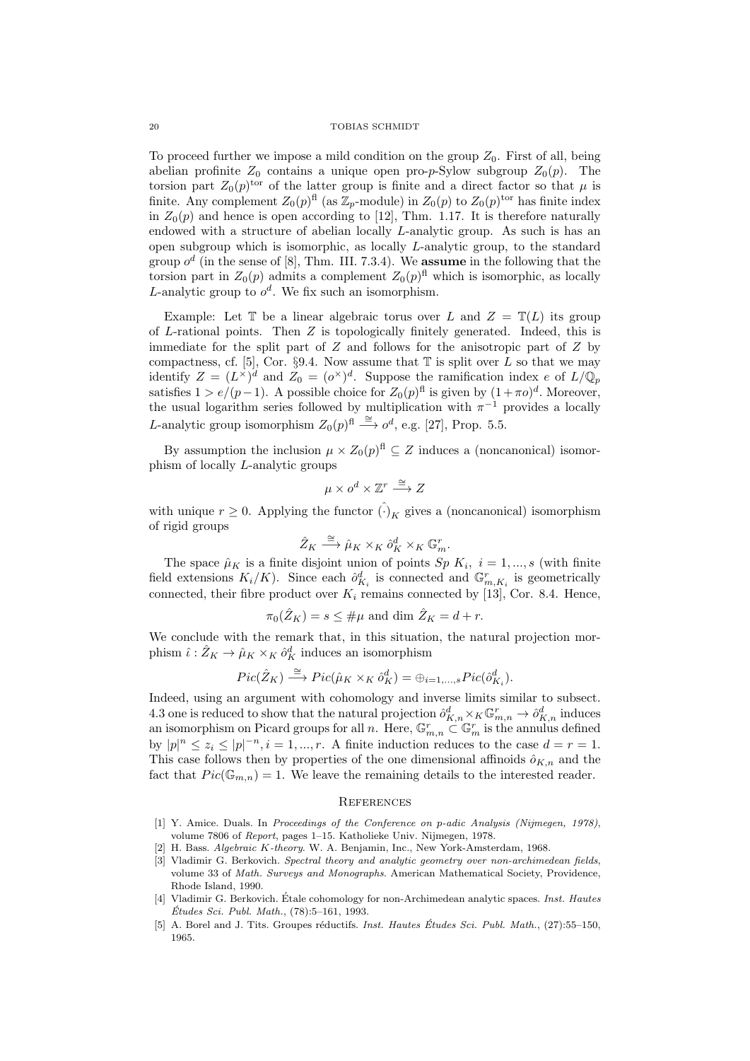To proceed further we impose a mild condition on the group $Z_0$. First of all, being abelian profinite $Z_0$ contains a unique open pro-$p$-Sylow subgroup $Z_0(p)$. The torsion part $Z_0(p)^{\mathrm{tor}}$ of the latter group is finite and a direct factor so that $\mu$ is finite. Any complement $Z_0(p)^{\mathrm{fl}}$ (as $\mathbb{Z}_p$-module) in $Z_0(p)$ to $Z_0(p)^{\mathrm{tor}}$ has finite index in $Z_0(p)$ and hence is open according to [12], Thm. 1.17. It is therefore naturally endowed with a structure of abelian locally $L$-analytic group. As such is has an open subgroup which is isomorphic, as locally $L$-analytic group, to the standard group $o^d$ (in the sense of [8], Thm. III. 7.3.4). We **assume** in the following that the torsion part in $Z_0(p)$ admits a complement $Z_0(p)^{\mathrm{fl}}$ which is isomorphic, as locally $L$-analytic group to $o^d$. We fix such an isomorphism.

Example: Let $\mathbb{T}$ be a linear algebraic torus over $L$ and $Z = \mathbb{T}(L)$ its group of $L$-rational points. Then $Z$ is topologically finitely generated. Indeed, this is immediate for the split part of $Z$ and follows for the anisotropic part of $Z$ by compactness, cf. [5], Cor. §9.4. Now assume that $\mathbb{T}$ is split over $L$ so that we may identify $Z = (L^\times)^d$ and $Z_0 = (o^\times)^d$. Suppose the ramification index $e$ of $L/\mathbb{Q}_p$ satisfies $1 > e/(p-1)$. A possible choice for $Z_0(p)^{\mathrm{fl}}$ is given by $(1+\pi o)^d$. Moreover, the usual logarithm series followed by multiplication with $\pi^{-1}$ provides a locally $L$-analytic group isomorphism $Z_0(p)^{\mathrm{fl}} \xrightarrow{\cong} o^d$, e.g. [27], Prop. 5.5.

By assumption the inclusion $\mu \times Z_0(p)^{\mathrm{fl}} \subseteq Z$ induces a (noncanonical) isomorphism of locally $L$-analytic groups

$$\mu \times o^d \times \mathbb{Z}^r \xrightarrow{\cong} Z$$

with unique $r \geq 0$. Applying the functor $\hat{(\cdot)}_K$ gives a (noncanonical) isomorphism of rigid groups

$$\hat{Z}_K \xrightarrow{\cong} \hat{\mu}_K \times_K \hat{o}^d_K \times_K \mathbb{G}^r_m.$$

The space $\hat{\mu}_K$ is a finite disjoint union of points $Sp\ K_i,\ i = 1, ..., s$ (with finite field extensions $K_i/K$). Since each $\hat{o}^d_{K_i}$ is connected and $\mathbb{G}^r_{m,K_i}$ is geometrically connected, their fibre product over $K_i$ remains connected by [13], Cor. 8.4. Hence,

$$\pi_0(\hat{Z}_K) = s \leq \#\mu \text{ and } \dim \hat{Z}_K = d + r.$$

We conclude with the remark that, in this situation, the natural projection morphism $\hat{\iota} : \hat{Z}_K \to \hat{\mu}_K \times_K \hat{o}^d_K$ induces an isomorphism

$$Pic(\hat{Z}_K) \xrightarrow{\cong} Pic(\hat{\mu}_K \times_K \hat{o}^d_K) = \oplus_{i=1,...,s} Pic(\hat{o}^d_{K_i}).$$

Indeed, using an argument with cohomology and inverse limits similar to subsect. 4.3 one is reduced to show that the natural projection $\hat{o}^d_{K,n} \times_K \mathbb{G}^r_{m,n} \to \hat{o}^d_{K,n}$ induces an isomorphism on Picard groups for all $n$. Here, $\mathbb{G}^r_{m,n} \subset \mathbb{G}^r_m$ is the annulus defined by $|p|^n \leq z_i \leq |p|^{-n}, i = 1, ..., r$. A finite induction reduces to the case $d = r = 1$. This case follows then by properties of the one dimensional affinoids $\hat{o}_{K,n}$ and the fact that $Pic(\mathbb{G}_{m,n}) = 1$. We leave the remaining details to the interested reader.

## References

[1] Y. Amice. Duals. In *Proceedings of the Conference on p-adic Analysis (Nijmegen, 1978)*, volume 7806 of *Report*, pages 1–15. Katholieke Univ. Nijmegen, 1978.

[2] H. Bass. *Algebraic K-theory*. W. A. Benjamin, Inc., New York-Amsterdam, 1968.

[3] Vladimir G. Berkovich. *Spectral theory and analytic geometry over non-archimedean fields*, volume 33 of *Math. Surveys and Monographs*. American Mathematical Society, Providence, Rhode Island, 1990.

[4] Vladimir G. Berkovich. Étale cohomology for non-Archimedean analytic spaces. *Inst. Hautes Études Sci. Publ. Math.*, (78):5–161, 1993.

[5] A. Borel and J. Tits. Groupes réductifs. *Inst. Hautes Études Sci. Publ. Math.*, (27):55–150, 1965.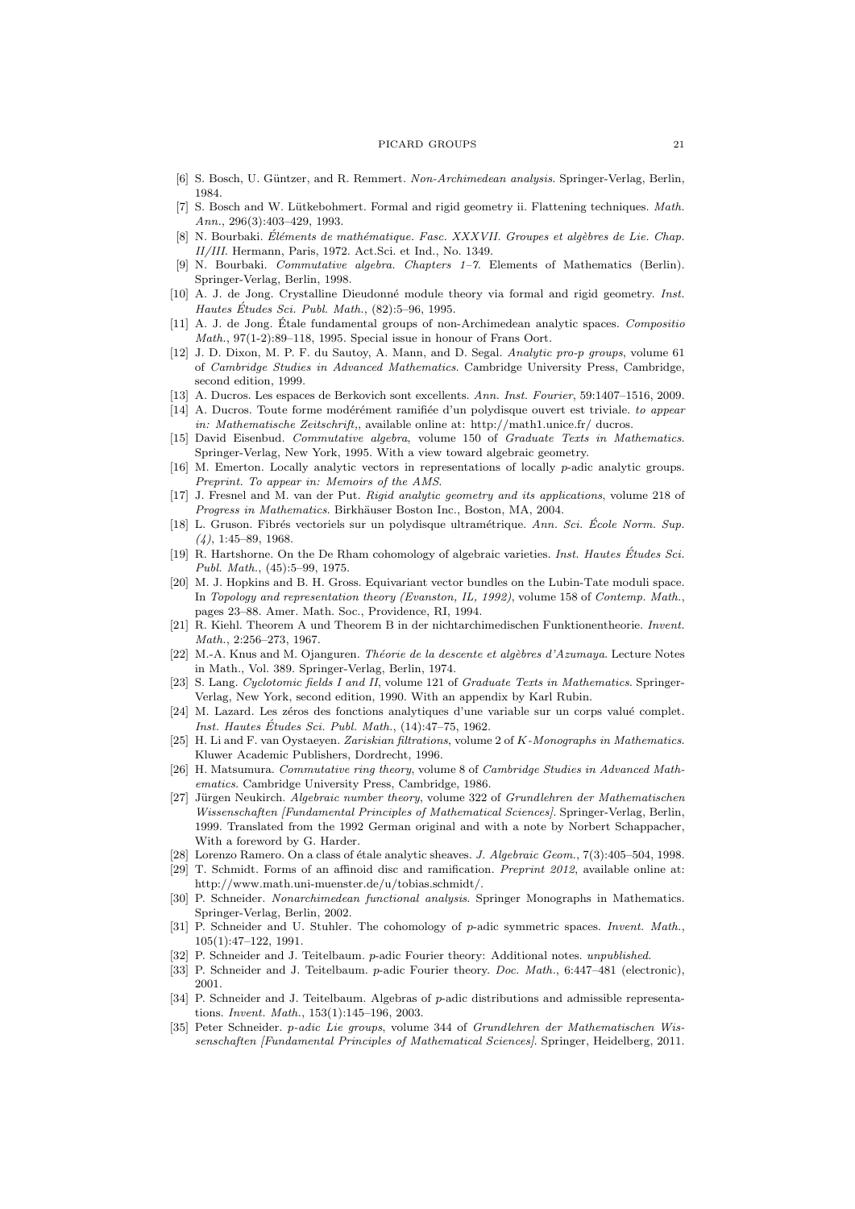[6] S. Bosch, U. Güntzer, and R. Remmert. *Non-Archimedean analysis*. Springer-Verlag, Berlin, 1984.

[7] S. Bosch and W. Lütkebohmert. Formal and rigid geometry ii. Flattening techniques. *Math. Ann.*, 296(3):403–429, 1993.

[8] N. Bourbaki. *Éléments de mathématique. Fasc. XXXVII. Groupes et algèbres de Lie. Chap. II/III*. Hermann, Paris, 1972. Act.Sci. et Ind., No. 1349.

[9] N. Bourbaki. *Commutative algebra. Chapters 1–7*. Elements of Mathematics (Berlin). Springer-Verlag, Berlin, 1998.

[10] A. J. de Jong. Crystalline Dieudonné module theory via formal and rigid geometry. *Inst. Hautes Études Sci. Publ. Math.*, (82):5–96, 1995.

[11] A. J. de Jong. Étale fundamental groups of non-Archimedean analytic spaces. *Compositio Math.*, 97(1-2):89–118, 1995. Special issue in honour of Frans Oort.

[12] J. D. Dixon, M. P. F. du Sautoy, A. Mann, and D. Segal. *Analytic pro-p groups*, volume 61 of *Cambridge Studies in Advanced Mathematics*. Cambridge University Press, Cambridge, second edition, 1999.

[13] A. Ducros. Les espaces de Berkovich sont excellents. *Ann. Inst. Fourier*, 59:1407–1516, 2009.

[14] A. Ducros. Toute forme modérément ramifiée d'un polydisque ouvert est triviale. *to appear in: Mathematische Zeitschrift,*, available online at: http://math1.unice.fr/ ducros.

[15] David Eisenbud. *Commutative algebra*, volume 150 of *Graduate Texts in Mathematics*. Springer-Verlag, New York, 1995. With a view toward algebraic geometry.

[16] M. Emerton. Locally analytic vectors in representations of locally p-adic analytic groups. *Preprint. To appear in: Memoirs of the AMS*.

[17] J. Fresnel and M. van der Put. *Rigid analytic geometry and its applications*, volume 218 of *Progress in Mathematics*. Birkhäuser Boston Inc., Boston, MA, 2004.

[18] L. Gruson. Fibrés vectoriels sur un polydisque ultramétrique. *Ann. Sci. École Norm. Sup. (4)*, 1:45–89, 1968.

[19] R. Hartshorne. On the De Rham cohomology of algebraic varieties. *Inst. Hautes Études Sci. Publ. Math.*, (45):5–99, 1975.

[20] M. J. Hopkins and B. H. Gross. Equivariant vector bundles on the Lubin-Tate moduli space. In *Topology and representation theory (Evanston, IL, 1992)*, volume 158 of *Contemp. Math.*, pages 23–88. Amer. Math. Soc., Providence, RI, 1994.

[21] R. Kiehl. Theorem A und Theorem B in der nichtarchimedischen Funktionentheorie. *Invent. Math.*, 2:256–273, 1967.

[22] M.-A. Knus and M. Ojanguren. *Théorie de la descente et algèbres d'Azumaya*. Lecture Notes in Math., Vol. 389. Springer-Verlag, Berlin, 1974.

[23] S. Lang. *Cyclotomic fields I and II*, volume 121 of *Graduate Texts in Mathematics*. Springer-Verlag, New York, second edition, 1990. With an appendix by Karl Rubin.

[24] M. Lazard. Les zéros des fonctions analytiques d'une variable sur un corps valué complet. *Inst. Hautes Études Sci. Publ. Math.*, (14):47–75, 1962.

[25] H. Li and F. van Oystaeyen. *Zariskian filtrations*, volume 2 of *K-Monographs in Mathematics*. Kluwer Academic Publishers, Dordrecht, 1996.

[26] H. Matsumura. *Commutative ring theory*, volume 8 of *Cambridge Studies in Advanced Mathematics*. Cambridge University Press, Cambridge, 1986.

[27] Jürgen Neukirch. *Algebraic number theory*, volume 322 of *Grundlehren der Mathematischen Wissenschaften [Fundamental Principles of Mathematical Sciences]*. Springer-Verlag, Berlin, 1999. Translated from the 1992 German original and with a note by Norbert Schappacher, With a foreword by G. Harder.

[28] Lorenzo Ramero. On a class of étale analytic sheaves. *J. Algebraic Geom.*, 7(3):405–504, 1998.

[29] T. Schmidt. Forms of an affinoid disc and ramification. *Preprint 2012*, available online at: http://www.math.uni-muenster.de/u/tobias.schmidt/.

[30] P. Schneider. *Nonarchimedean functional analysis*. Springer Monographs in Mathematics. Springer-Verlag, Berlin, 2002.

[31] P. Schneider and U. Stuhler. The cohomology of p-adic symmetric spaces. *Invent. Math.*, 105(1):47–122, 1991.

[32] P. Schneider and J. Teitelbaum. p-adic Fourier theory: Additional notes. *unpublished*.

[33] P. Schneider and J. Teitelbaum. p-adic Fourier theory. *Doc. Math.*, 6:447–481 (electronic), 2001.

[34] P. Schneider and J. Teitelbaum. Algebras of p-adic distributions and admissible representations. *Invent. Math.*, 153(1):145–196, 2003.

[35] Peter Schneider. *p-adic Lie groups*, volume 344 of *Grundlehren der Mathematischen Wissenschaften [Fundamental Principles of Mathematical Sciences]*. Springer, Heidelberg, 2011.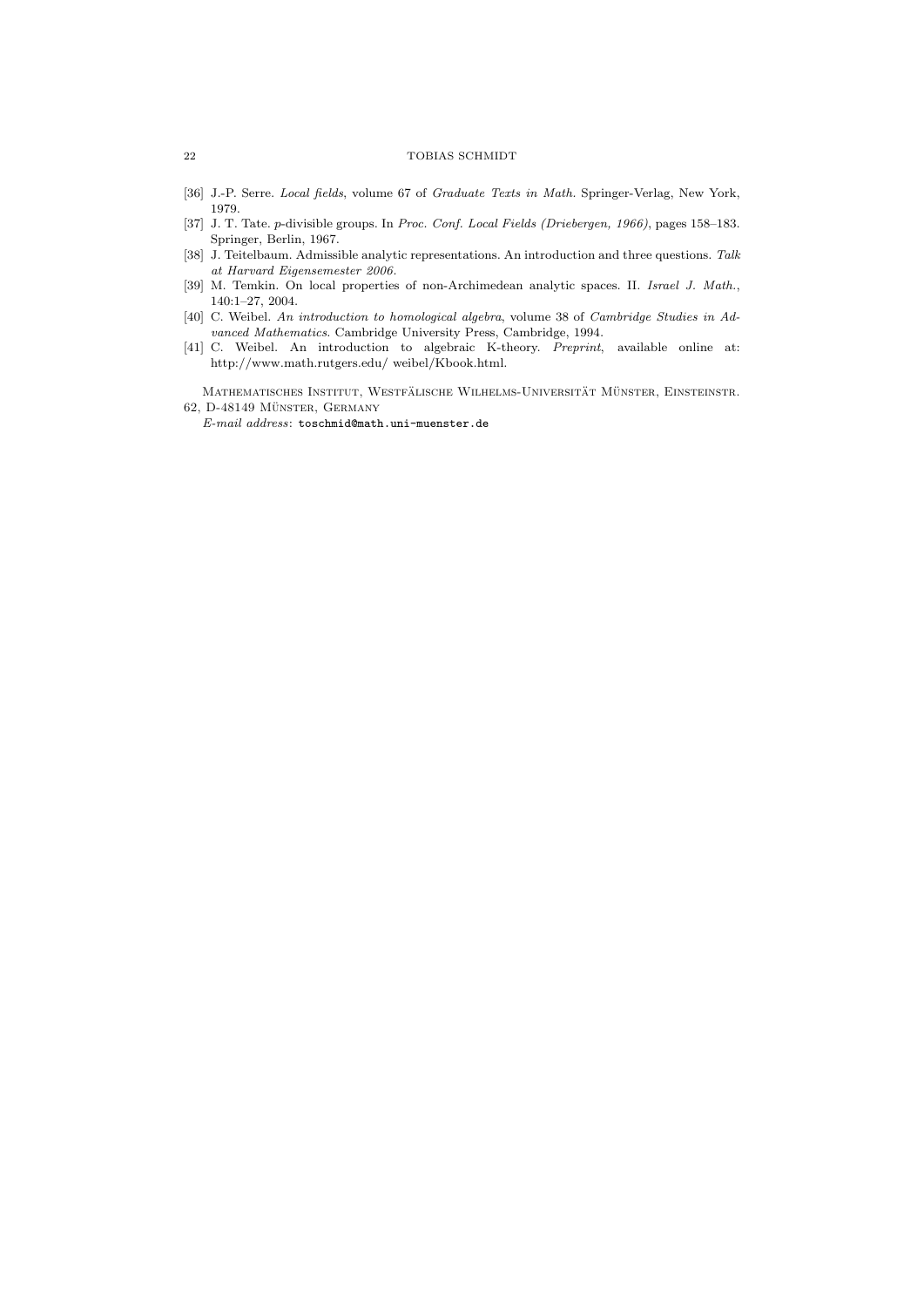[36] J.-P. Serre. *Local fields*, volume 67 of *Graduate Texts in Math.* Springer-Verlag, New York, 1979.

[37] J. T. Tate. $p$-divisible groups. In *Proc. Conf. Local Fields (Driebergen, 1966)*, pages 158–183. Springer, Berlin, 1967.

[38] J. Teitelbaum. Admissible analytic representations. An introduction and three questions. *Talk at Harvard Eigensemester 2006.*

[39] M. Temkin. On local properties of non-Archimedean analytic spaces. II. *Israel J. Math.*, 140:1–27, 2004.

[40] C. Weibel. *An introduction to homological algebra*, volume 38 of *Cambridge Studies in Advanced Mathematics*. Cambridge University Press, Cambridge, 1994.

[41] C. Weibel. An introduction to algebraic K-theory. *Preprint*, available online at: http://www.math.rutgers.edu/ weibel/Kbook.html.

Mathematisches Institut, Westfälische Wilhelms-Universität Münster, Einsteinstr. 62, D-48149 Münster, Germany

*E-mail address*: toschmid@math.uni-muenster.de